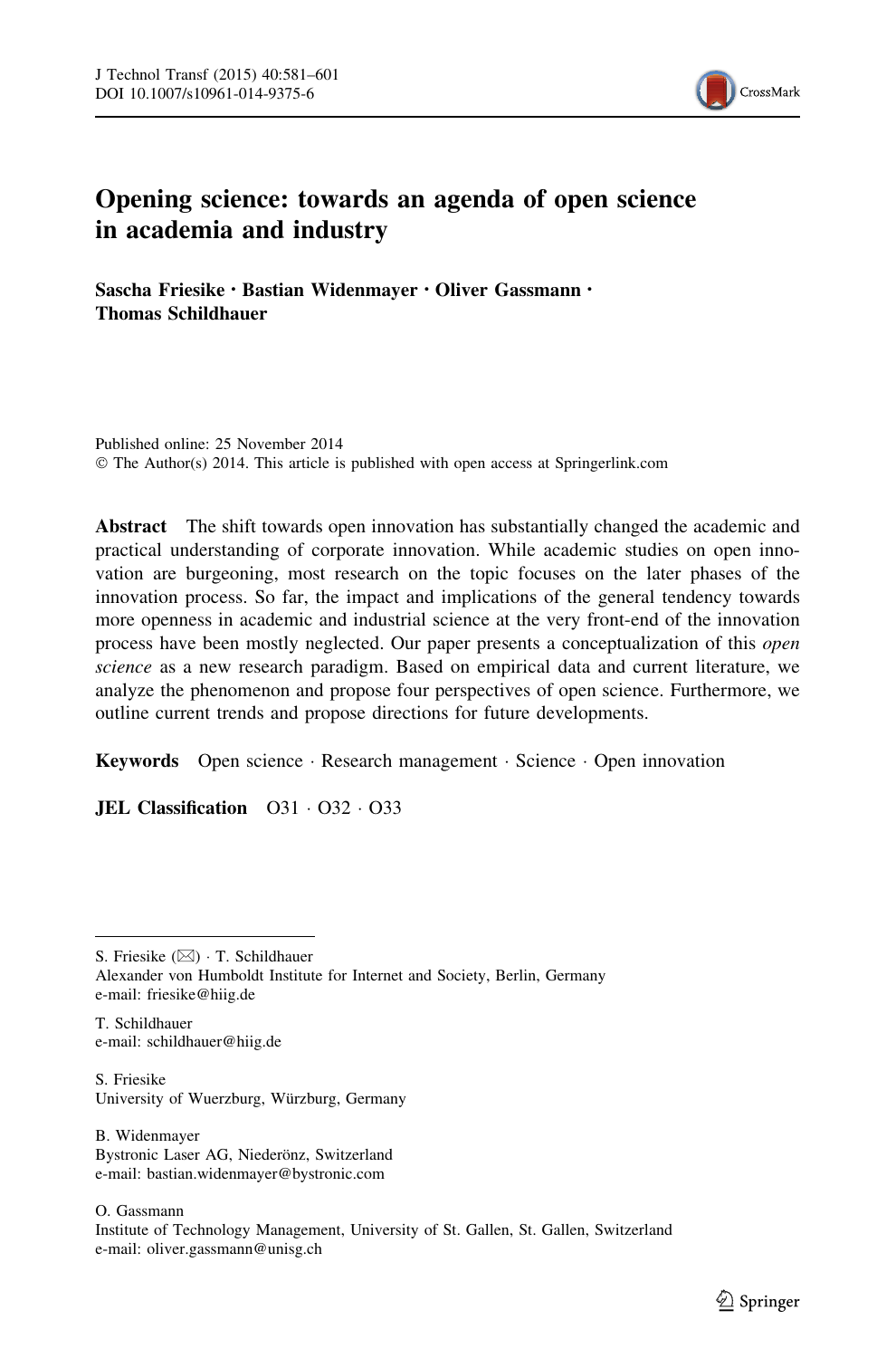# Opening science: towards an agenda of open science in academia and industry

**Sascha Friesike · Bastian Widenmayer · Oliver Gassmann · Thomas Schildhauer**

Published online: 25 November 2014
© The Author(s) 2014. This article is published with open access at Springerlink.com

**Abstract** The shift towards open innovation has substantially changed the academic and practical understanding of corporate innovation. While academic studies on open innovation are burgeoning, most research on the topic focuses on the later phases of the innovation process. So far, the impact and implications of the general tendency towards more openness in academic and industrial science at the very front-end of the innovation process have been mostly neglected. Our paper presents a conceptualization of this *open science* as a new research paradigm. Based on empirical data and current literature, we analyze the phenomenon and propose four perspectives of open science. Furthermore, we outline current trends and propose directions for future developments.

**Keywords** Open science · Research management · Science · Open innovation

**JEL Classification** O31 · O32 · O33

---

S. Friesike (✉) · T. Schildhauer
Alexander von Humboldt Institute for Internet and Society, Berlin, Germany
e-mail: friesike@hiig.de

T. Schildhauer
e-mail: schildhauer@hiig.de

S. Friesike
University of Wuerzburg, Würzburg, Germany

B. Widenmayer
Bystronic Laser AG, Niederönz, Switzerland
e-mail: bastian.widenmayer@bystronic.com

O. Gassmann
Institute of Technology Management, University of St. Gallen, St. Gallen, Switzerland
e-mail: oliver.gassmann@unisg.ch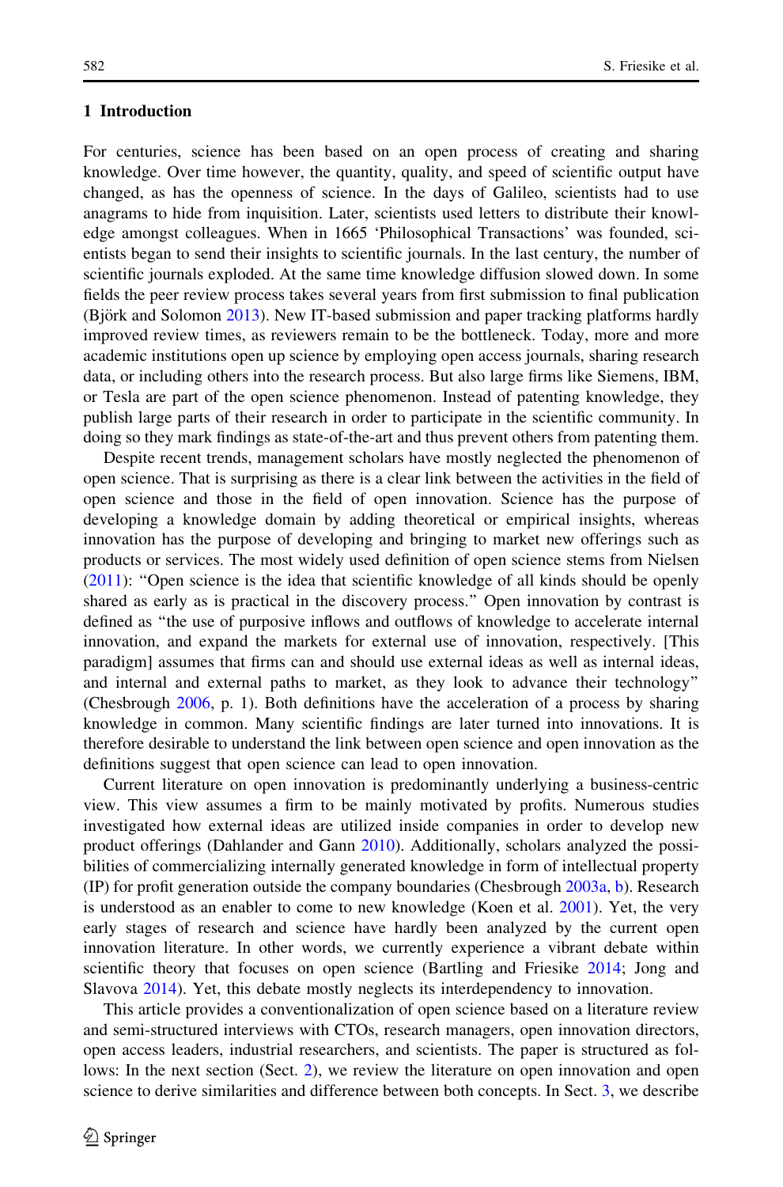## 1 Introduction

For centuries, science has been based on an open process of creating and sharing knowledge. Over time however, the quantity, quality, and speed of scientific output have changed, as has the openness of science. In the days of Galileo, scientists had to use anagrams to hide from inquisition. Later, scientists used letters to distribute their knowledge amongst colleagues. When in 1665 'Philosophical Transactions' was founded, scientists began to send their insights to scientific journals. In the last century, the number of scientific journals exploded. At the same time knowledge diffusion slowed down. In some fields the peer review process takes several years from first submission to final publication (Björk and Solomon 2013). New IT-based submission and paper tracking platforms hardly improved review times, as reviewers remain to be the bottleneck. Today, more and more academic institutions open up science by employing open access journals, sharing research data, or including others into the research process. But also large firms like Siemens, IBM, or Tesla are part of the open science phenomenon. Instead of patenting knowledge, they publish large parts of their research in order to participate in the scientific community. In doing so they mark findings as state-of-the-art and thus prevent others from patenting them.

Despite recent trends, management scholars have mostly neglected the phenomenon of open science. That is surprising as there is a clear link between the activities in the field of open science and those in the field of open innovation. Science has the purpose of developing a knowledge domain by adding theoretical or empirical insights, whereas innovation has the purpose of developing and bringing to market new offerings such as products or services. The most widely used definition of open science stems from Nielsen (2011): "Open science is the idea that scientific knowledge of all kinds should be openly shared as early as is practical in the discovery process." Open innovation by contrast is defined as "the use of purposive inflows and outflows of knowledge to accelerate internal innovation, and expand the markets for external use of innovation, respectively. [This paradigm] assumes that firms can and should use external ideas as well as internal ideas, and internal and external paths to market, as they look to advance their technology" (Chesbrough 2006, p. 1). Both definitions have the acceleration of a process by sharing knowledge in common. Many scientific findings are later turned into innovations. It is therefore desirable to understand the link between open science and open innovation as the definitions suggest that open science can lead to open innovation.

Current literature on open innovation is predominantly underlying a business-centric view. This view assumes a firm to be mainly motivated by profits. Numerous studies investigated how external ideas are utilized inside companies in order to develop new product offerings (Dahlander and Gann 2010). Additionally, scholars analyzed the possibilities of commercializing internally generated knowledge in form of intellectual property (IP) for profit generation outside the company boundaries (Chesbrough 2003a, b). Research is understood as an enabler to come to new knowledge (Koen et al. 2001). Yet, the very early stages of research and science have hardly been analyzed by the current open innovation literature. In other words, we currently experience a vibrant debate within scientific theory that focuses on open science (Bartling and Friesike 2014; Jong and Slavova 2014). Yet, this debate mostly neglects its interdependency to innovation.

This article provides a conventionalization of open science based on a literature review and semi-structured interviews with CTOs, research managers, open innovation directors, open access leaders, industrial researchers, and scientists. The paper is structured as follows: In the next section (Sect. 2), we review the literature on open innovation and open science to derive similarities and difference between both concepts. In Sect. 3, we describe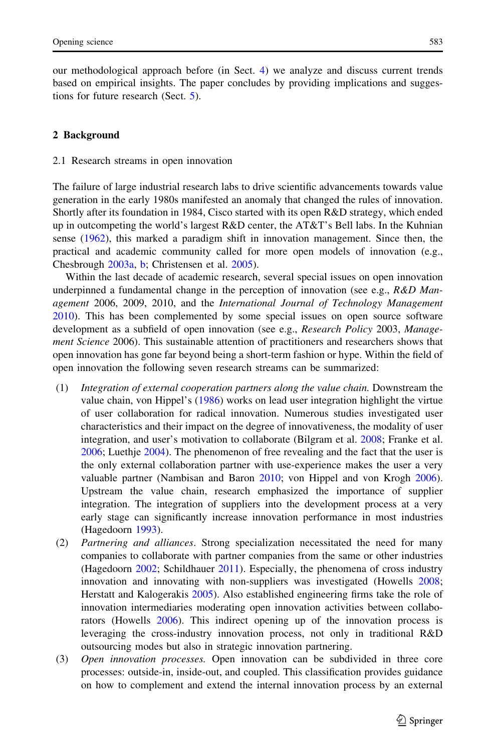our methodological approach before (in Sect. 4) we analyze and discuss current trends based on empirical insights. The paper concludes by providing implications and suggestions for future research (Sect. 5).

## 2 Background

### 2.1 Research streams in open innovation

The failure of large industrial research labs to drive scientific advancements towards value generation in the early 1980s manifested an anomaly that changed the rules of innovation. Shortly after its foundation in 1984, Cisco started with its open R&D strategy, which ended up in outcompeting the world's largest R&D center, the AT&T's Bell labs. In the Kuhnian sense (1962), this marked a paradigm shift in innovation management. Since then, the practical and academic community called for more open models of innovation (e.g., Chesbrough 2003a, b; Christensen et al. 2005).

Within the last decade of academic research, several special issues on open innovation underpinned a fundamental change in the perception of innovation (see e.g., *R&D Management* 2006, 2009, 2010, and the *International Journal of Technology Management* 2010). This has been complemented by some special issues on open source software development as a subfield of open innovation (see e.g., *Research Policy* 2003, *Management Science* 2006). This sustainable attention of practitioners and researchers shows that open innovation has gone far beyond being a short-term fashion or hype. Within the field of open innovation the following seven research streams can be summarized:

1. *Integration of external cooperation partners along the value chain.* Downstream the value chain, von Hippel's (1986) works on lead user integration highlight the virtue of user collaboration for radical innovation. Numerous studies investigated user characteristics and their impact on the degree of innovativeness, the modality of user integration, and user's motivation to collaborate (Bilgram et al. 2008; Franke et al. 2006; Luethje 2004). The phenomenon of free revealing and the fact that the user is the only external collaboration partner with use-experience makes the user a very valuable partner (Nambisan and Baron 2010; von Hippel and von Krogh 2006). Upstream the value chain, research emphasized the importance of supplier integration. The integration of suppliers into the development process at a very early stage can significantly increase innovation performance in most industries (Hagedoorn 1993).
2. *Partnering and alliances*. Strong specialization necessitated the need for many companies to collaborate with partner companies from the same or other industries (Hagedoorn 2002; Schildhauer 2011). Especially, the phenomena of cross industry innovation and innovating with non-suppliers was investigated (Howells 2008; Herstatt and Kalogerakis 2005). Also established engineering firms take the role of innovation intermediaries moderating open innovation activities between collaborators (Howells 2006). This indirect opening up of the innovation process is leveraging the cross-industry innovation process, not only in traditional R&D outsourcing modes but also in strategic innovation partnering.
3. *Open innovation processes.* Open innovation can be subdivided in three core processes: outside-in, inside-out, and coupled. This classification provides guidance on how to complement and extend the internal innovation process by an external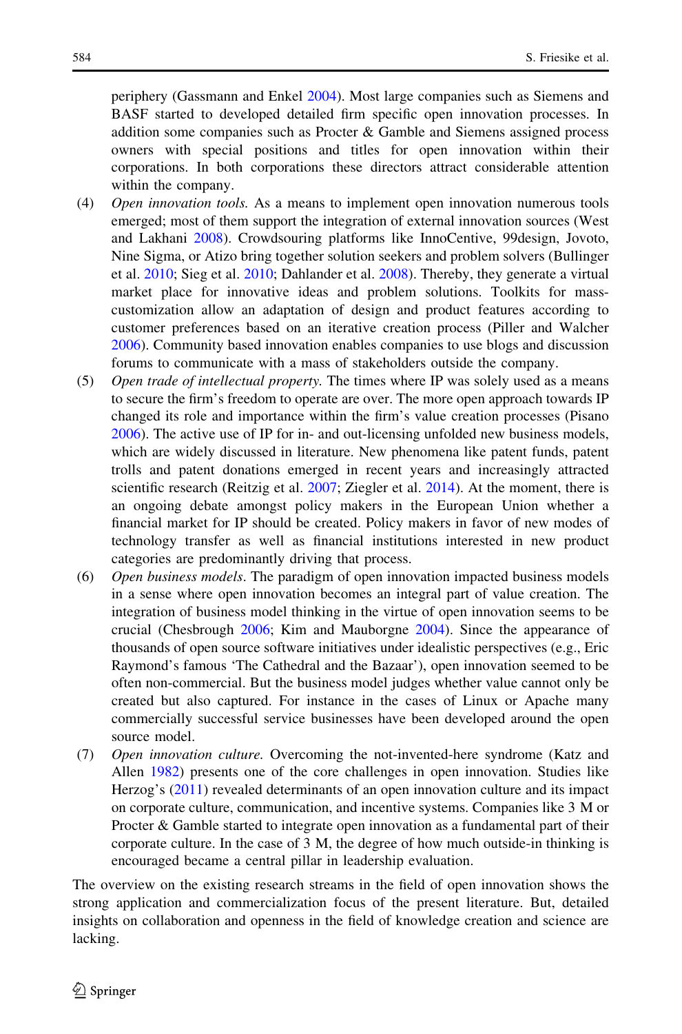periphery (Gassmann and Enkel 2004). Most large companies such as Siemens and BASF started to developed detailed firm specific open innovation processes. In addition some companies such as Procter & Gamble and Siemens assigned process owners with special positions and titles for open innovation within their corporations. In both corporations these directors attract considerable attention within the company.

(4) *Open innovation tools.* As a means to implement open innovation numerous tools emerged; most of them support the integration of external innovation sources (West and Lakhani 2008). Crowdsouring platforms like InnoCentive, 99design, Jovoto, Nine Sigma, or Atizo bring together solution seekers and problem solvers (Bullinger et al. 2010; Sieg et al. 2010; Dahlander et al. 2008). Thereby, they generate a virtual market place for innovative ideas and problem solutions. Toolkits for mass-customization allow an adaptation of design and product features according to customer preferences based on an iterative creation process (Piller and Walcher 2006). Community based innovation enables companies to use blogs and discussion forums to communicate with a mass of stakeholders outside the company.

(5) *Open trade of intellectual property.* The times where IP was solely used as a means to secure the firm's freedom to operate are over. The more open approach towards IP changed its role and importance within the firm's value creation processes (Pisano 2006). The active use of IP for in- and out-licensing unfolded new business models, which are widely discussed in literature. New phenomena like patent funds, patent trolls and patent donations emerged in recent years and increasingly attracted scientific research (Reitzig et al. 2007; Ziegler et al. 2014). At the moment, there is an ongoing debate amongst policy makers in the European Union whether a financial market for IP should be created. Policy makers in favor of new modes of technology transfer as well as financial institutions interested in new product categories are predominantly driving that process.

(6) *Open business models*. The paradigm of open innovation impacted business models in a sense where open innovation becomes an integral part of value creation. The integration of business model thinking in the virtue of open innovation seems to be crucial (Chesbrough 2006; Kim and Mauborgne 2004). Since the appearance of thousands of open source software initiatives under idealistic perspectives (e.g., Eric Raymond's famous 'The Cathedral and the Bazaar'), open innovation seemed to be often non-commercial. But the business model judges whether value cannot only be created but also captured. For instance in the cases of Linux or Apache many commercially successful service businesses have been developed around the open source model.

(7) *Open innovation culture.* Overcoming the not-invented-here syndrome (Katz and Allen 1982) presents one of the core challenges in open innovation. Studies like Herzog's (2011) revealed determinants of an open innovation culture and its impact on corporate culture, communication, and incentive systems. Companies like 3 M or Procter & Gamble started to integrate open innovation as a fundamental part of their corporate culture. In the case of 3 M, the degree of how much outside-in thinking is encouraged became a central pillar in leadership evaluation.

The overview on the existing research streams in the field of open innovation shows the strong application and commercialization focus of the present literature. But, detailed insights on collaboration and openness in the field of knowledge creation and science are lacking.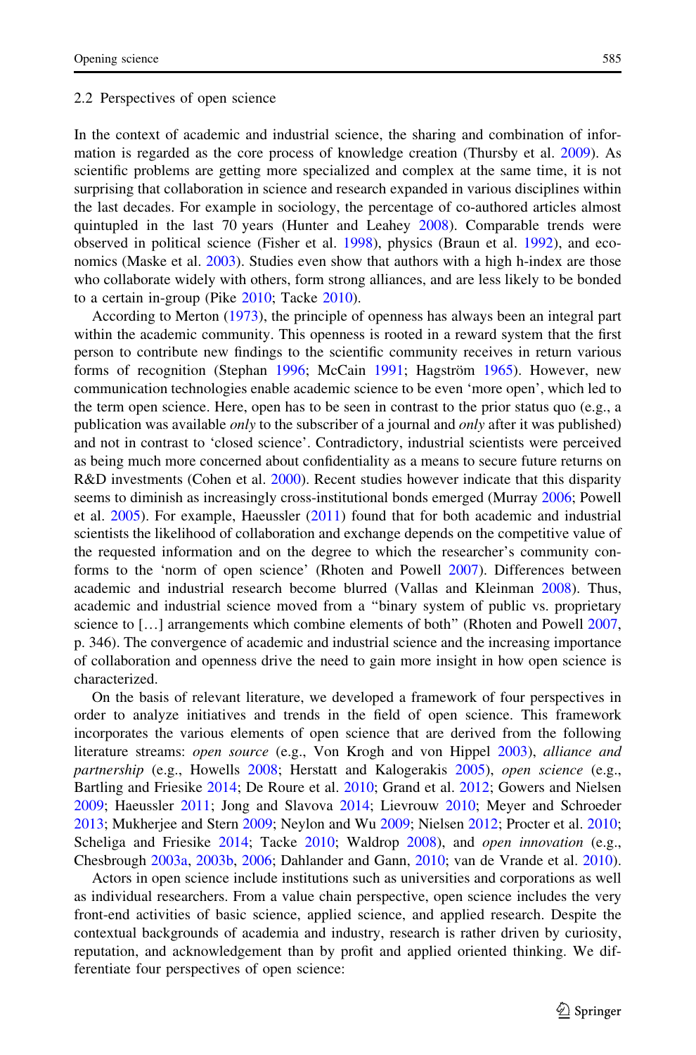## 2.2 Perspectives of open science

In the context of academic and industrial science, the sharing and combination of information is regarded as the core process of knowledge creation (Thursby et al. 2009). As scientific problems are getting more specialized and complex at the same time, it is not surprising that collaboration in science and research expanded in various disciplines within the last decades. For example in sociology, the percentage of co-authored articles almost quintupled in the last 70 years (Hunter and Leahey 2008). Comparable trends were observed in political science (Fisher et al. 1998), physics (Braun et al. 1992), and economics (Maske et al. 2003). Studies even show that authors with a high h-index are those who collaborate widely with others, form strong alliances, and are less likely to be bonded to a certain in-group (Pike 2010; Tacke 2010).

According to Merton (1973), the principle of openness has always been an integral part within the academic community. This openness is rooted in a reward system that the first person to contribute new findings to the scientific community receives in return various forms of recognition (Stephan 1996; McCain 1991; Hagström 1965). However, new communication technologies enable academic science to be even 'more open', which led to the term open science. Here, open has to be seen in contrast to the prior status quo (e.g., a publication was available *only* to the subscriber of a journal and *only* after it was published) and not in contrast to 'closed science'. Contradictory, industrial scientists were perceived as being much more concerned about confidentiality as a means to secure future returns on R&D investments (Cohen et al. 2000). Recent studies however indicate that this disparity seems to diminish as increasingly cross-institutional bonds emerged (Murray 2006; Powell et al. 2005). For example, Haeussler (2011) found that for both academic and industrial scientists the likelihood of collaboration and exchange depends on the competitive value of the requested information and on the degree to which the researcher's community conforms to the 'norm of open science' (Rhoten and Powell 2007). Differences between academic and industrial research become blurred (Vallas and Kleinman 2008). Thus, academic and industrial science moved from a "binary system of public vs. proprietary science to […] arrangements which combine elements of both" (Rhoten and Powell 2007, p. 346). The convergence of academic and industrial science and the increasing importance of collaboration and openness drive the need to gain more insight in how open science is characterized.

On the basis of relevant literature, we developed a framework of four perspectives in order to analyze initiatives and trends in the field of open science. This framework incorporates the various elements of open science that are derived from the following literature streams: *open source* (e.g., Von Krogh and von Hippel 2003), *alliance and partnership* (e.g., Howells 2008; Herstatt and Kalogerakis 2005), *open science* (e.g., Bartling and Friesike 2014; De Roure et al. 2010; Grand et al. 2012; Gowers and Nielsen 2009; Haeussler 2011; Jong and Slavova 2014; Lievrouw 2010; Meyer and Schroeder 2013; Mukherjee and Stern 2009; Neylon and Wu 2009; Nielsen 2012; Procter et al. 2010; Scheliga and Friesike 2014; Tacke 2010; Waldrop 2008), and *open innovation* (e.g., Chesbrough 2003a, 2003b, 2006; Dahlander and Gann, 2010; van de Vrande et al. 2010).

Actors in open science include institutions such as universities and corporations as well as individual researchers. From a value chain perspective, open science includes the very front-end activities of basic science, applied science, and applied research. Despite the contextual backgrounds of academia and industry, research is rather driven by curiosity, reputation, and acknowledgement than by profit and applied oriented thinking. We differentiate four perspectives of open science: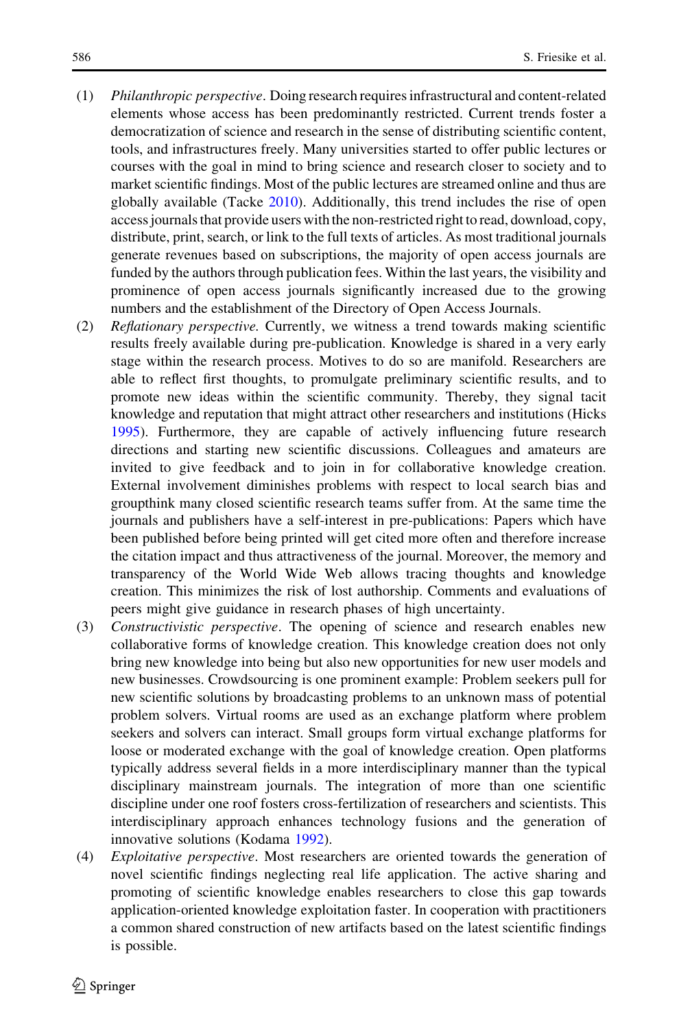(1) *Philanthropic perspective*. Doing research requires infrastructural and content-related elements whose access has been predominantly restricted. Current trends foster a democratization of science and research in the sense of distributing scientific content, tools, and infrastructures freely. Many universities started to offer public lectures or courses with the goal in mind to bring science and research closer to society and to market scientific findings. Most of the public lectures are streamed online and thus are globally available (Tacke 2010). Additionally, this trend includes the rise of open access journals that provide users with the non-restricted right to read, download, copy, distribute, print, search, or link to the full texts of articles. As most traditional journals generate revenues based on subscriptions, the majority of open access journals are funded by the authors through publication fees. Within the last years, the visibility and prominence of open access journals significantly increased due to the growing numbers and the establishment of the Directory of Open Access Journals.

(2) *Reflationary perspective*. Currently, we witness a trend towards making scientific results freely available during pre-publication. Knowledge is shared in a very early stage within the research process. Motives to do so are manifold. Researchers are able to reflect first thoughts, to promulgate preliminary scientific results, and to promote new ideas within the scientific community. Thereby, they signal tacit knowledge and reputation that might attract other researchers and institutions (Hicks 1995). Furthermore, they are capable of actively influencing future research directions and starting new scientific discussions. Colleagues and amateurs are invited to give feedback and to join in for collaborative knowledge creation. External involvement diminishes problems with respect to local search bias and groupthink many closed scientific research teams suffer from. At the same time the journals and publishers have a self-interest in pre-publications: Papers which have been published before being printed will get cited more often and therefore increase the citation impact and thus attractiveness of the journal. Moreover, the memory and transparency of the World Wide Web allows tracing thoughts and knowledge creation. This minimizes the risk of lost authorship. Comments and evaluations of peers might give guidance in research phases of high uncertainty.

(3) *Constructivistic perspective*. The opening of science and research enables new collaborative forms of knowledge creation. This knowledge creation does not only bring new knowledge into being but also new opportunities for new user models and new businesses. Crowdsourcing is one prominent example: Problem seekers pull for new scientific solutions by broadcasting problems to an unknown mass of potential problem solvers. Virtual rooms are used as an exchange platform where problem seekers and solvers can interact. Small groups form virtual exchange platforms for loose or moderated exchange with the goal of knowledge creation. Open platforms typically address several fields in a more interdisciplinary manner than the typical disciplinary mainstream journals. The integration of more than one scientific discipline under one roof fosters cross-fertilization of researchers and scientists. This interdisciplinary approach enhances technology fusions and the generation of innovative solutions (Kodama 1992).

(4) *Exploitative perspective*. Most researchers are oriented towards the generation of novel scientific findings neglecting real life application. The active sharing and promoting of scientific knowledge enables researchers to close this gap towards application-oriented knowledge exploitation faster. In cooperation with practitioners a common shared construction of new artifacts based on the latest scientific findings is possible.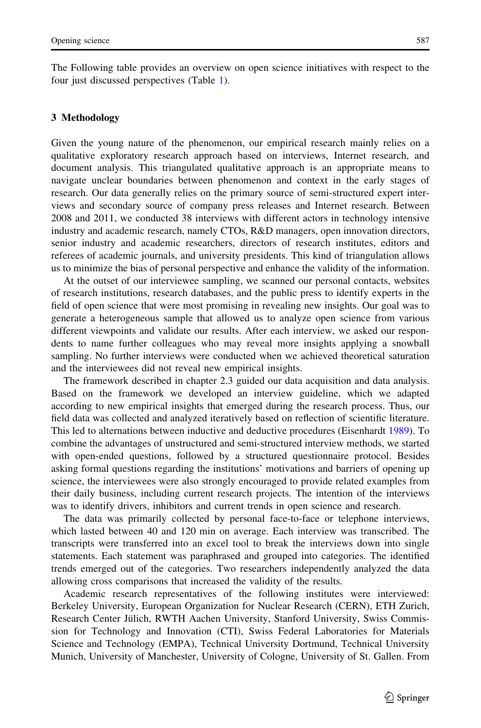The Following table provides an overview on open science initiatives with respect to the four just discussed perspectives (Table 1).

## 3 Methodology

Given the young nature of the phenomenon, our empirical research mainly relies on a qualitative exploratory research approach based on interviews, Internet research, and document analysis. This triangulated qualitative approach is an appropriate means to navigate unclear boundaries between phenomenon and context in the early stages of research. Our data generally relies on the primary source of semi-structured expert interviews and secondary source of company press releases and Internet research. Between 2008 and 2011, we conducted 38 interviews with different actors in technology intensive industry and academic research, namely CTOs, R&D managers, open innovation directors, senior industry and academic researchers, directors of research institutes, editors and referees of academic journals, and university presidents. This kind of triangulation allows us to minimize the bias of personal perspective and enhance the validity of the information.

At the outset of our interviewee sampling, we scanned our personal contacts, websites of research institutions, research databases, and the public press to identify experts in the field of open science that were most promising in revealing new insights. Our goal was to generate a heterogeneous sample that allowed us to analyze open science from various different viewpoints and validate our results. After each interview, we asked our respondents to name further colleagues who may reveal more insights applying a snowball sampling. No further interviews were conducted when we achieved theoretical saturation and the interviewees did not reveal new empirical insights.

The framework described in chapter 2.3 guided our data acquisition and data analysis. Based on the framework we developed an interview guideline, which we adapted according to new empirical insights that emerged during the research process. Thus, our field data was collected and analyzed iteratively based on reflection of scientific literature. This led to alternations between inductive and deductive procedures (Eisenhardt 1989). To combine the advantages of unstructured and semi-structured interview methods, we started with open-ended questions, followed by a structured questionnaire protocol. Besides asking formal questions regarding the institutions' motivations and barriers of opening up science, the interviewees were also strongly encouraged to provide related examples from their daily business, including current research projects. The intention of the interviews was to identify drivers, inhibitors and current trends in open science and research.

The data was primarily collected by personal face-to-face or telephone interviews, which lasted between 40 and 120 min on average. Each interview was transcribed. The transcripts were transferred into an excel tool to break the interviews down into single statements. Each statement was paraphrased and grouped into categories. The identified trends emerged out of the categories. Two researchers independently analyzed the data allowing cross comparisons that increased the validity of the results.

Academic research representatives of the following institutes were interviewed: Berkeley University, European Organization for Nuclear Research (CERN), ETH Zurich, Research Center Jülich, RWTH Aachen University, Stanford University, Swiss Commission for Technology and Innovation (CTI), Swiss Federal Laboratories for Materials Science and Technology (EMPA), Technical University Dortmund, Technical University Munich, University of Manchester, University of Cologne, University of St. Gallen. From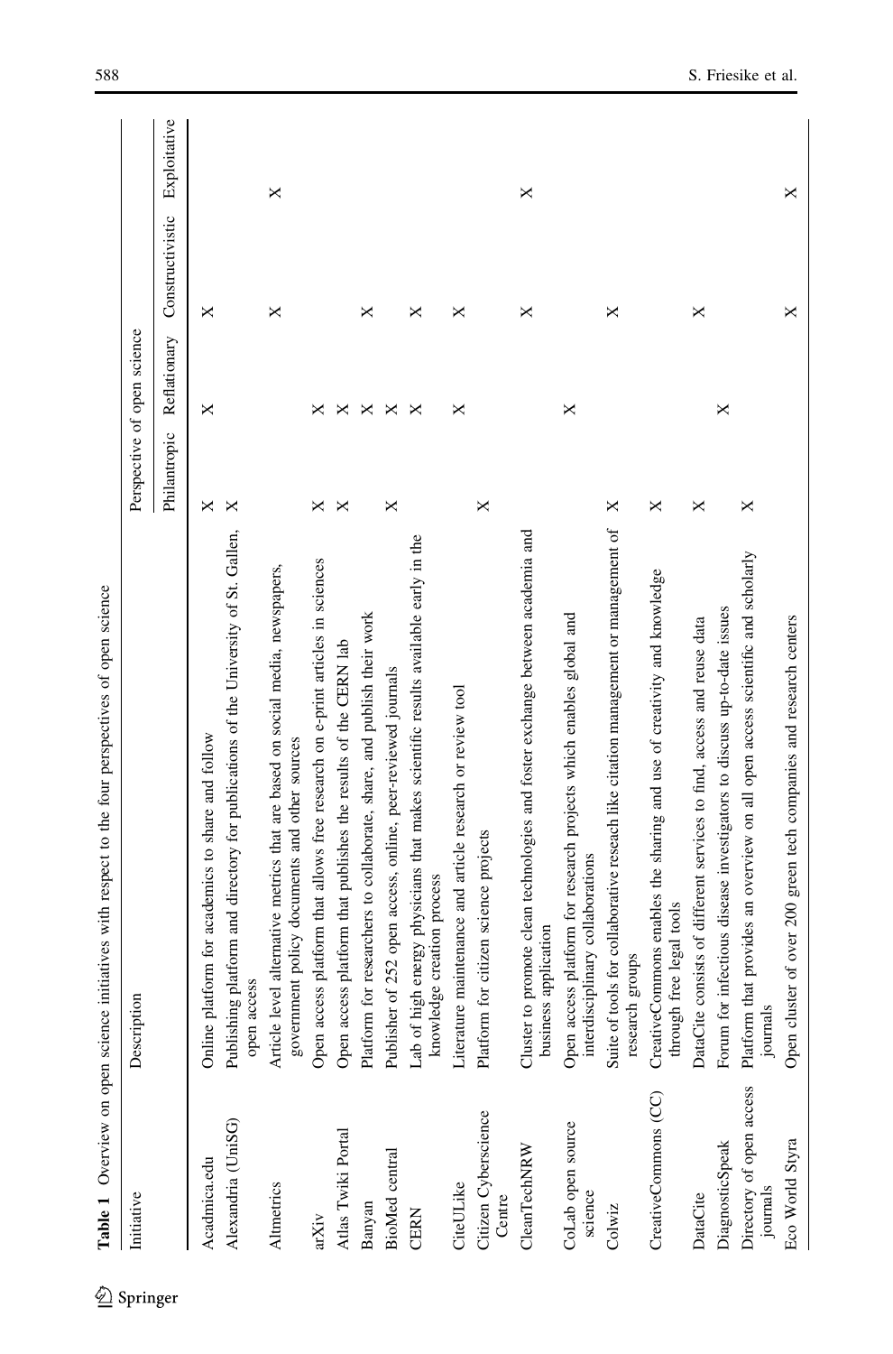**Table 1** Overview on open science initiatives with respect to the four perspectives of open science

| Initiative | Description | Perspective of open science | | | |
|---|---|---|---|---|---|
| | | Philantropic | Reflationary | Constructivistic | Exploitative |
| Acadmica.edu | Online platform for academics to share and follow | × | × | × | |
| Alexandria (UniSG) | Publishing platform and directory for publications of the University of St. Gallen, open access | × | | | |
| Altmetrics | Article level alternative metrics that are based on social media, newspapers, government policy documents and other sources | | | × | × |
| arXiv | Open access platform that allows free research on e-print articles in sciences | × | × | | |
| Atlas Twiki Portal | Open access platform that publishes the results of the CERN lab | × | × | | |
| Banyan | Platform for researchers to collaborate, share, and publish their work | | × | × | |
| BioMed central | Publisher of 252 open access, online, peer-reviewed journals | × | × | | |
| CERN | Lab of high energy physicians that makes scientific results available early in the knowledge creation process | | × | × | |
| CiteULike | Literature maintenance and article research or review tool | | × | × | |
| Citizen Cyberscience Centre | Platform for citizen science projects | × | | | |
| CleanTechNRW | Cluster to promote clean technologies and foster exchange between academia and business application | | | × | × |
| CoLab open source science | Open access platform for research projects which enables global and interdisciplinary collaborations | | × | | |
| Colwiz | Suite of tools for collaborative reseach like citation management or management of research groups | × | | × | |
| CreativeCommons (CC) | CreativeCommons enables the sharing and use of creativity and knowledge through free legal tools | × | | | |
| DataCite | DataCite consists of different services to find, access and reuse data | × | | × | |
| DiagnosticSpeak | Forum for infectious disease investigators to discuss up-to-date issues | | × | | |
| Directory of open access journals | Platform that provides an overview on all open access scientific and scholarly journals | × | | | |
| Eco World Styra | Open cluster of over 200 green tech companies and research centers | | | × | × |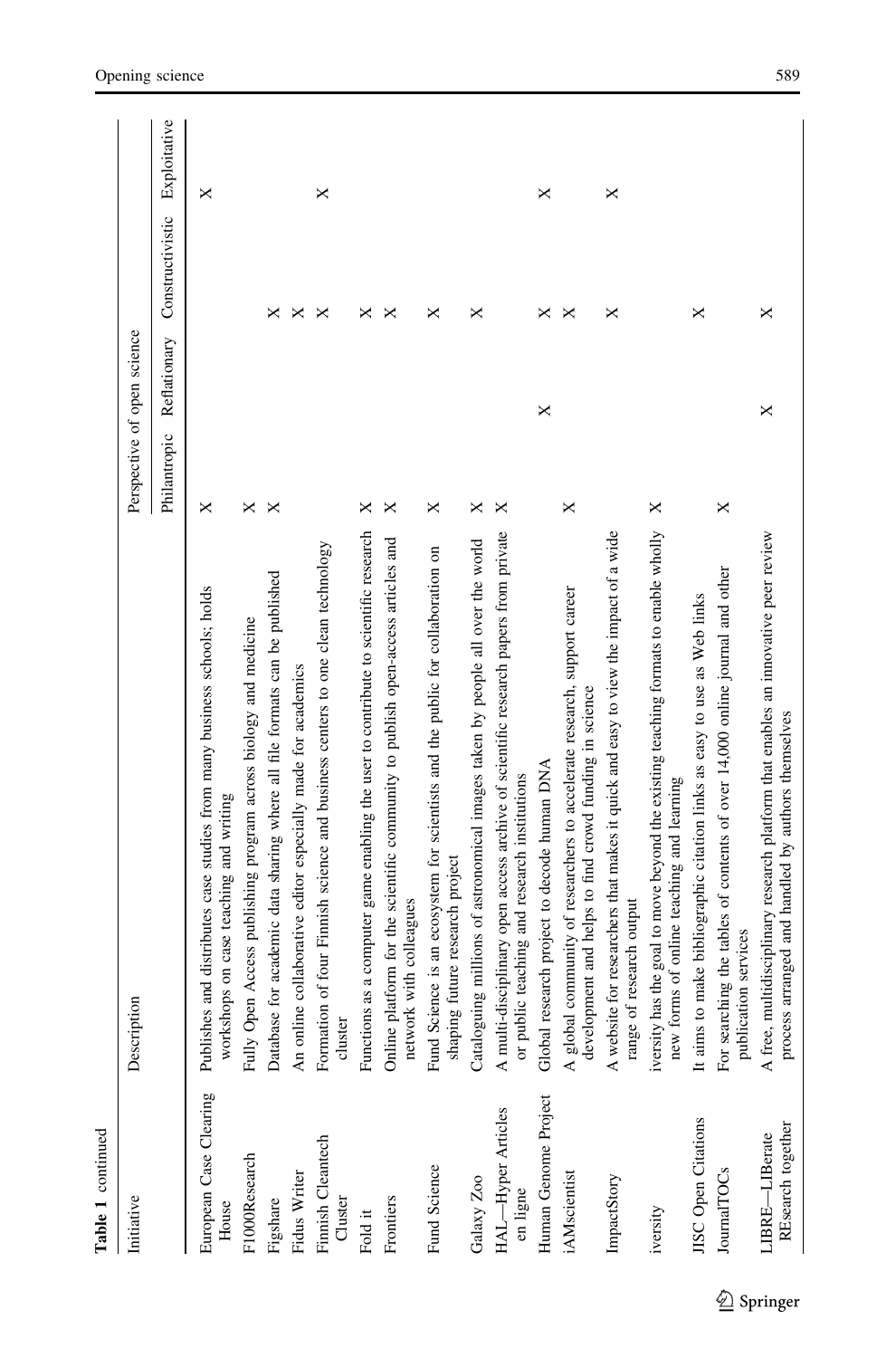**Table 1** continued

| Initiative | Description | Perspective of open science | | | |
|---|---|---|---|---|---|
| | | Philantropic | Reflationary | Constructivistic | Exploitative |
| European Case Clearing House | Publishes and distributes case studies from many business schools; holds workshops on case teaching and writing | X | | | X |
| F1000Research | Fully Open Access publishing program across biology and medicine | X | | | |
| Figshare | Database for academic data sharing where all file formats can be published | X | | X | |
| Fidus Writer | An online collaborative editor especially made for academics | | | X | |
| Finnish Cleantech Cluster | Formation of four Finnish science and business centers to one clean technology cluster | | | X | X |
| Fold it | Functions as a computer game enabling the user to contribute to scientific research | X | | X | |
| Frontiers | Online platform for the scientific community to publish open-access articles and network with colleagues | X | | X | |
| Fund Science | Fund Science is an ecosystem for scientists and the public for collaboration on shaping future research project | X | | X | |
| Galaxy Zoo | Catalouging millions of astronomical images taken by people all over the world | X | | X | |
| HAL—Hyper Articles en ligne | A multi-disciplinary open access archive of scientific research papers from private or public teaching and research institutions | X | | | |
| Human Genome Project | Global research project to decode human DNA | | X | X | X |
| iAMscientist | A global community of researchers to accelerate research, support career development and helps to find crowd funding in science | X | | X | |
| ImpactStory | A website for researchers that makes it quick and easy to view the impact of a wide range of research output | | | X | X |
| iversity | iversity has the goal to move beyond the existing teaching formats to enable wholly new forms of online teaching and learning | X | | | |
| JISC Open Citations | It aims to make bibliographic citation links as easy to use as Web links | | | X | |
| JournalTOCs | For searching the tables of contents of over 14,000 online journal and other publication services | X | | | |
| LIBRE—LIBerate REsearch together | A free, multidisciplinary research platform that enables an innovative peer review process arranged and handled by authors themselves | | X | X | |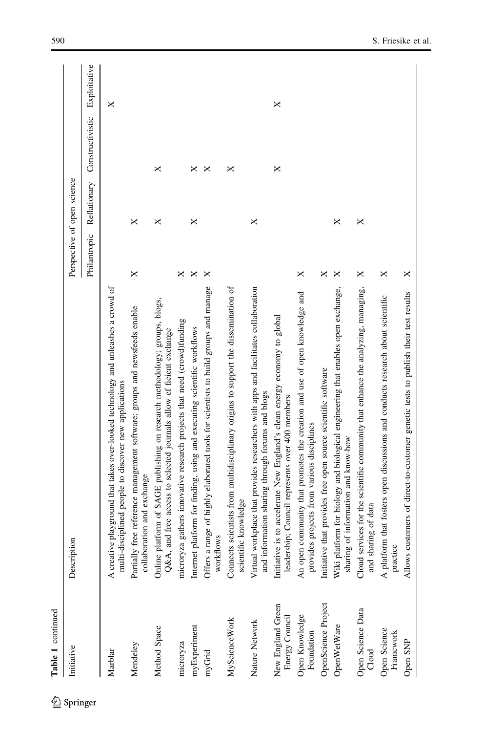**Table 1** continued

| Initiative | Description | Perspective of open science | | | |
|---|---|---|---|---|---|
| | | Philantropic | Reflationary | Constructivistic | Exploitative |
| Marblar | A creative playground that takes over-looked technology and unleashes a crowd of multi-disciplined people to discover new applications | | | | X |
| Mendeley | Partially free reference management software; groups and newsfeeds enable collaboration and exchange | X | X | | |
| Method Space | Online platform of SAGE publishing on research methodology; groups, blogs, Q&A, and free access to selected journals allow ef ficient exchange | | X | X | |
| microryza | microryza gathers innovative research projects that need (crowd)funding | X | | | |
| myExperiment | Internet platform for finding, using and executing scientific workflows | X | X | X | |
| myGrid | Offers a range of highly elaborated tools for scientists to build groups and manage workflows | X | | X | |
| MyScienceWork | Connects scientists from multidisciplinary origins to support the dissemination of scientific knowledge | | | X | |
| Nature Network | Virtual workplace that provides researchers with apps and facilitates collaboration and information sharing through forums and blogs | | X | | |
| New England Green Energy Council | Initiative is to accelerate New England's clean energy economy to global leadership; Council represents over 400 members | | | X | X |
| Open Knowledge Foundation | An open community that promotes the creation and use of open knowledge and provides projects from various disciplines | X | | | |
| OpenScience Project | Initiative that provides free open source scientific software | X | | | |
| OpenWetWare | Wiki platform for biology and biological engineering that enables open exchange, sharing of information and know-how | X | X | | |
| Open Science Data Cloud | Cloud services for the scientific community that enhance the analyzing, managing, and sharing of data | X | X | | |
| Open Science Framework | A platform that fosters open discussions and conducts research about scientific practice | X | | | |
| Open SNP | Allows customers of direct-to-customer genetic tests to publish their test results | X | | | |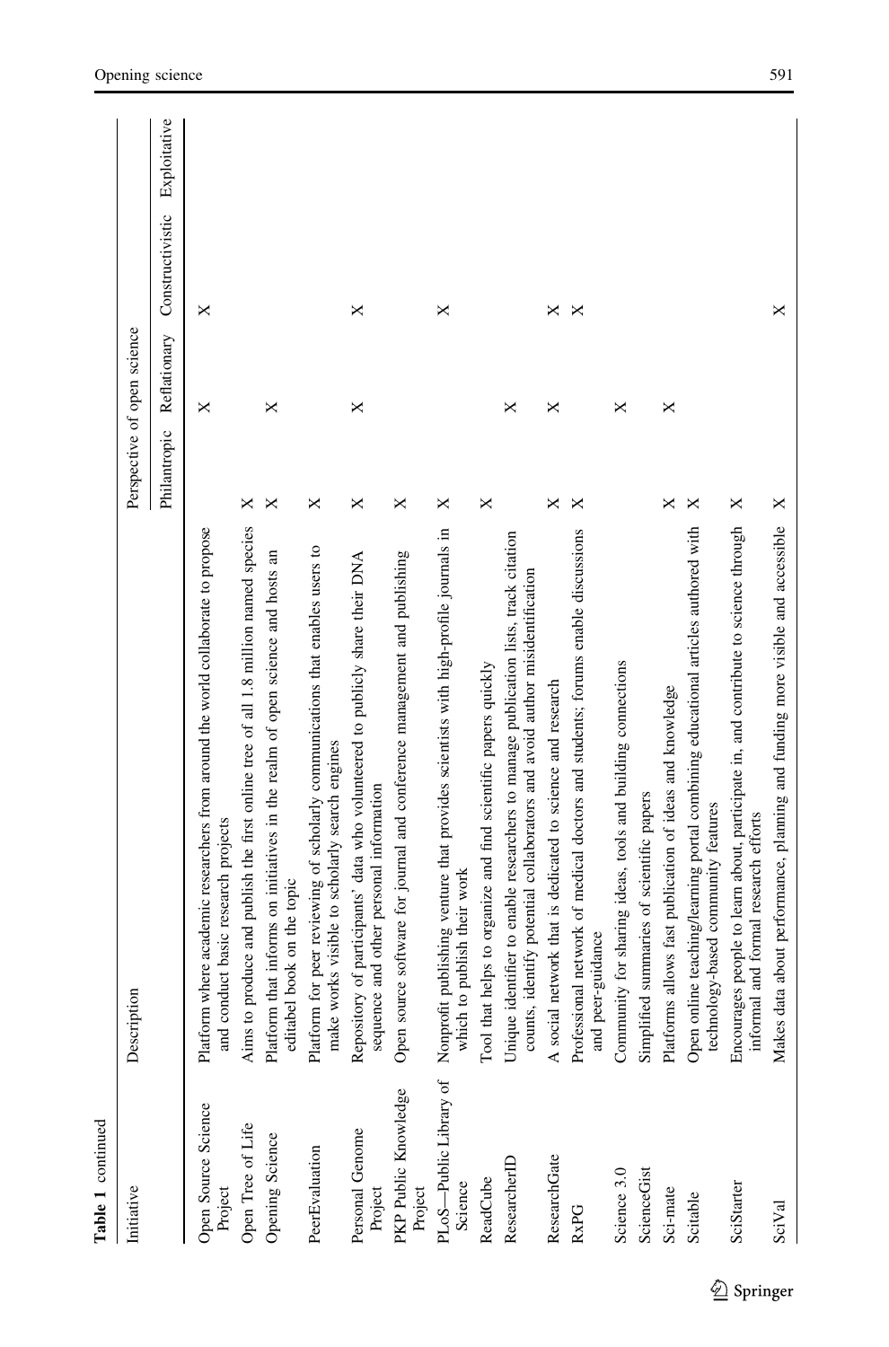**Table 1** continued

| Initiative | Description | Perspective of open science | | | |
|---|---|---|---|---|---|
| | | Philantropic | Reflationary | Constructivistic | Exploitative |
| Open Source Science Project | Platform where academic researchers from around the world collaborate to propose and conduct basic research projects | | X | X | |
| Open Tree of Life | Aims to produce and publish the first online tree of all 1.8 million named species | X | | | |
| Opening Science | Platform that informs on initiatives in the realm of open science and hosts an editabel book on the topic | X | X | | |
| PeerEvaluation | Platform for peer reviewing of scholarly communications that enables users to make works visible to scholarly search engines | X | | | |
| Personal Genome Project | Repository of participants' data who volunteered to publicly share their DNA sequence and other personal information | X | X | X | |
| PKP Public Knowledge Project | Open source software for journal and conference management and publishing | X | | | |
| PLoS—Public Library of Science | Nonprofit publishing venture that provides scientists with high-profile journals in which to publish their work | X | | X | |
| ReadCube | Tool that helps to organize and find scientific papers quickly | X | | | |
| ResearcherID | Unique identifier to enable researchers to manage publication lists, track citation counts, identify potential collaborators and avoid author misidentification | | X | | |
| ResearchGate | A social network that is dedicated to science and research | X | X | X | |
| RxPG | Professional network of medical doctors and students; forums enable discussions and peer-guidance | X | | X | |
| Science 3.0 | Community for sharing ideas, tools and building connections | | X | | |
| ScienceGist | Simplified summaries of scientific papers | | | | |
| Sci-mate | Platforms allows fast publication of ideas and knowledge | X | X | | |
| Scitable | Open online teaching/learning portal combining educational articles authored with technology-based community features | X | | | |
| SciStarter | Encourages people to learn about, participate in, and contribute to science through informal and formal research efforts | X | | | |
| SciVal | Makes data about performance, planning and funding more visible and accessible | X | | X | |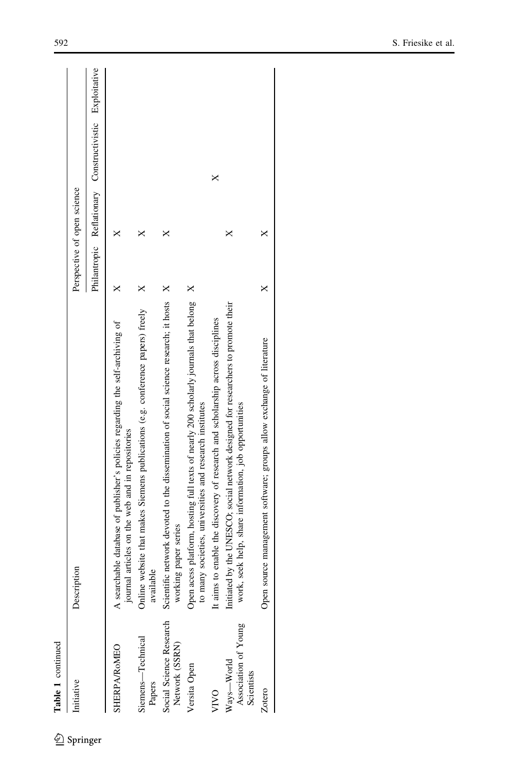**Table 1** continued

| Initiative | Description | Perspective of open science | | | |
|---|---|---|---|---|---|
| | | Philantropic | Reflationary | Constructivistic | Exploitative |
| SHERPA/RoMEO | A searchable database of publisher's policies regarding the self-archiving of journal articles on the web and in repositories | X | X | | |
| Siemens—Technical Papers | Online website that makes Siemens publications (e.g. conference papers) freely available | X | X | | |
| Social Science Research Network (SSRN) | Scientific network devoted to the dissemination of social science research; it hosts working paper series | X | X | | |
| Versita Open | Open acess platform, hosting full texts of nearly 200 scholarly journals that belong to many societies, universities and research institutes | X | | | |
| VIVO | It aims to enable the discovery of research and scholarship across disciplines | | | X | |
| Ways—World Association of Young Scientists | Initiated by the UNESCO; social network designed for researchers to promote their work, seek help, share information, job opportunities | | X | | |
| Zotero | Open source management software; groups allow exchange of literature | X | X | | |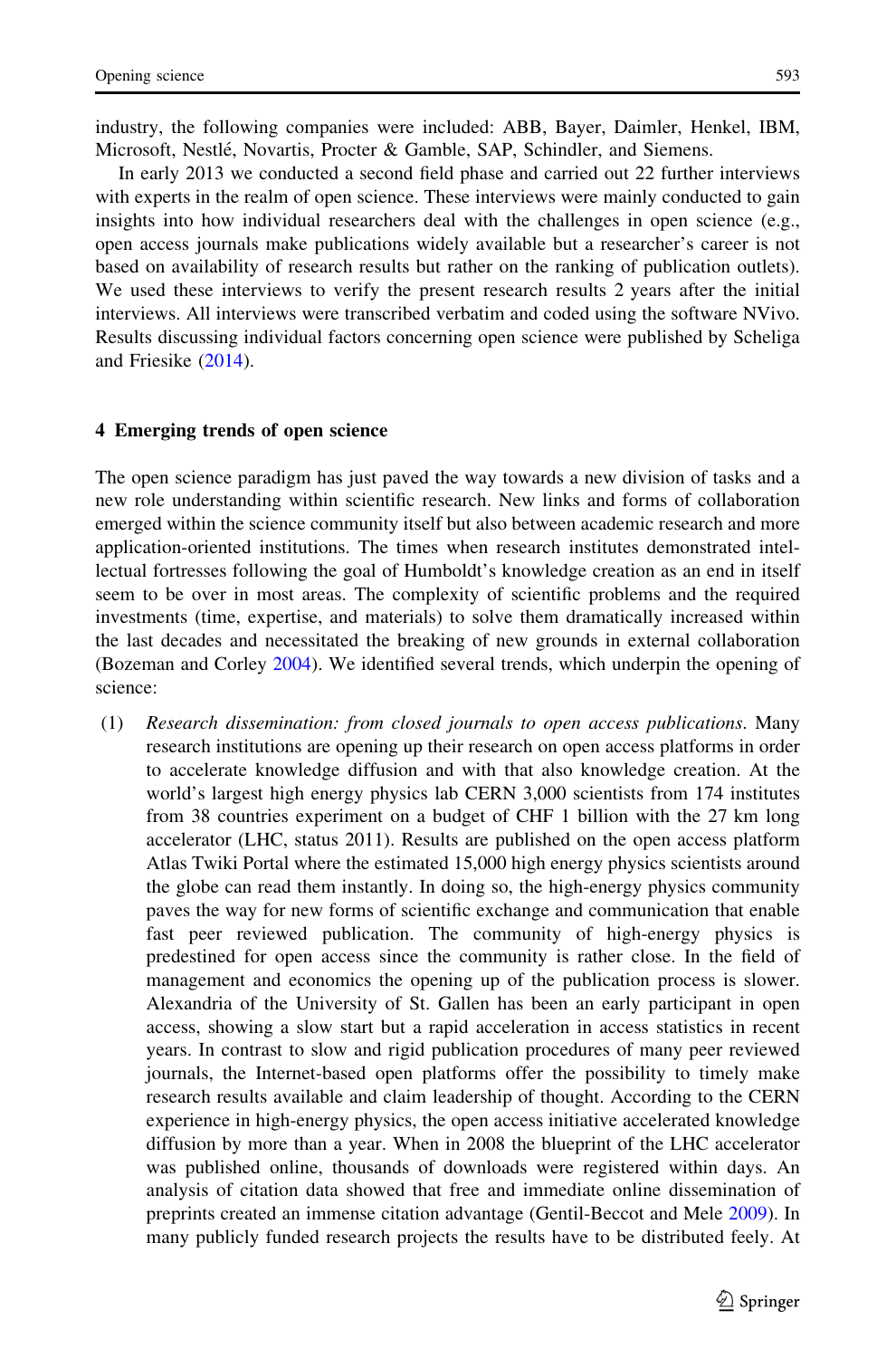industry, the following companies were included: ABB, Bayer, Daimler, Henkel, IBM, Microsoft, Nestlé, Novartis, Procter & Gamble, SAP, Schindler, and Siemens.

In early 2013 we conducted a second field phase and carried out 22 further interviews with experts in the realm of open science. These interviews were mainly conducted to gain insights into how individual researchers deal with the challenges in open science (e.g., open access journals make publications widely available but a researcher's career is not based on availability of research results but rather on the ranking of publication outlets). We used these interviews to verify the present research results 2 years after the initial interviews. All interviews were transcribed verbatim and coded using the software NVivo. Results discussing individual factors concerning open science were published by Scheliga and Friesike (2014).

## 4 Emerging trends of open science

The open science paradigm has just paved the way towards a new division of tasks and a new role understanding within scientific research. New links and forms of collaboration emerged within the science community itself but also between academic research and more application-oriented institutions. The times when research institutes demonstrated intellectual fortresses following the goal of Humboldt's knowledge creation as an end in itself seem to be over in most areas. The complexity of scientific problems and the required investments (time, expertise, and materials) to solve them dramatically increased within the last decades and necessitated the breaking of new grounds in external collaboration (Bozeman and Corley 2004). We identified several trends, which underpin the opening of science:

(1) *Research dissemination: from closed journals to open access publications.* Many research institutions are opening up their research on open access platforms in order to accelerate knowledge diffusion and with that also knowledge creation. At the world's largest high energy physics lab CERN 3,000 scientists from 174 institutes from 38 countries experiment on a budget of CHF 1 billion with the 27 km long accelerator (LHC, status 2011). Results are published on the open access platform Atlas Twiki Portal where the estimated 15,000 high energy physics scientists around the globe can read them instantly. In doing so, the high-energy physics community paves the way for new forms of scientific exchange and communication that enable fast peer reviewed publication. The community of high-energy physics is predestined for open access since the community is rather close. In the field of management and economics the opening up of the publication process is slower. Alexandria of the University of St. Gallen has been an early participant in open access, showing a slow start but a rapid acceleration in access statistics in recent years. In contrast to slow and rigid publication procedures of many peer reviewed journals, the Internet-based open platforms offer the possibility to timely make research results available and claim leadership of thought. According to the CERN experience in high-energy physics, the open access initiative accelerated knowledge diffusion by more than a year. When in 2008 the blueprint of the LHC accelerator was published online, thousands of downloads were registered within days. An analysis of citation data showed that free and immediate online dissemination of preprints created an immense citation advantage (Gentil-Beccot and Mele 2009). In many publicly funded research projects the results have to be distributed feely. At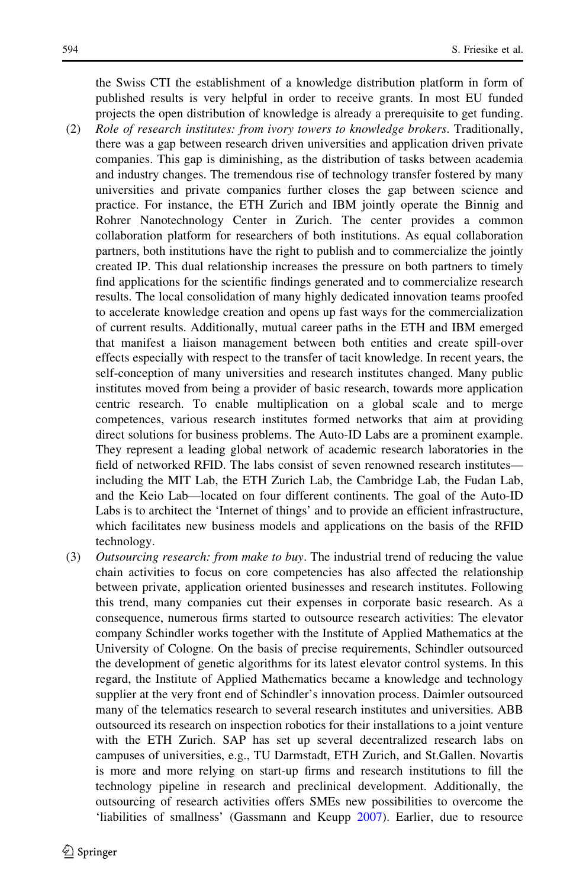the Swiss CTI the establishment of a knowledge distribution platform in form of published results is very helpful in order to receive grants. In most EU funded projects the open distribution of knowledge is already a prerequisite to get funding.

(2) *Role of research institutes: from ivory towers to knowledge brokers*. Traditionally, there was a gap between research driven universities and application driven private companies. This gap is diminishing, as the distribution of tasks between academia and industry changes. The tremendous rise of technology transfer fostered by many universities and private companies further closes the gap between science and practice. For instance, the ETH Zurich and IBM jointly operate the Binnig and Rohrer Nanotechnology Center in Zurich. The center provides a common collaboration platform for researchers of both institutions. As equal collaboration partners, both institutions have the right to publish and to commercialize the jointly created IP. This dual relationship increases the pressure on both partners to timely find applications for the scientific findings generated and to commercialize research results. The local consolidation of many highly dedicated innovation teams proofed to accelerate knowledge creation and opens up fast ways for the commercialization of current results. Additionally, mutual career paths in the ETH and IBM emerged that manifest a liaison management between both entities and create spill-over effects especially with respect to the transfer of tacit knowledge. In recent years, the self-conception of many universities and research institutes changed. Many public institutes moved from being a provider of basic research, towards more application centric research. To enable multiplication on a global scale and to merge competences, various research institutes formed networks that aim at providing direct solutions for business problems. The Auto-ID Labs are a prominent example. They represent a leading global network of academic research laboratories in the field of networked RFID. The labs consist of seven renowned research institutes—including the MIT Lab, the ETH Zurich Lab, the Cambridge Lab, the Fudan Lab, and the Keio Lab—located on four different continents. The goal of the Auto-ID Labs is to architect the 'Internet of things' and to provide an efficient infrastructure, which facilitates new business models and applications on the basis of the RFID technology.

(3) *Outsourcing research: from make to buy*. The industrial trend of reducing the value chain activities to focus on core competencies has also affected the relationship between private, application oriented businesses and research institutes. Following this trend, many companies cut their expenses in corporate basic research. As a consequence, numerous firms started to outsource research activities: The elevator company Schindler works together with the Institute of Applied Mathematics at the University of Cologne. On the basis of precise requirements, Schindler outsourced the development of genetic algorithms for its latest elevator control systems. In this regard, the Institute of Applied Mathematics became a knowledge and technology supplier at the very front end of Schindler's innovation process. Daimler outsourced many of the telematics research to several research institutes and universities. ABB outsourced its research on inspection robotics for their installations to a joint venture with the ETH Zurich. SAP has set up several decentralized research labs on campuses of universities, e.g., TU Darmstadt, ETH Zurich, and St.Gallen. Novartis is more and more relying on start-up firms and research institutions to fill the technology pipeline in research and preclinical development. Additionally, the outsourcing of research activities offers SMEs new possibilities to overcome the 'liabilities of smallness' (Gassmann and Keupp 2007). Earlier, due to resource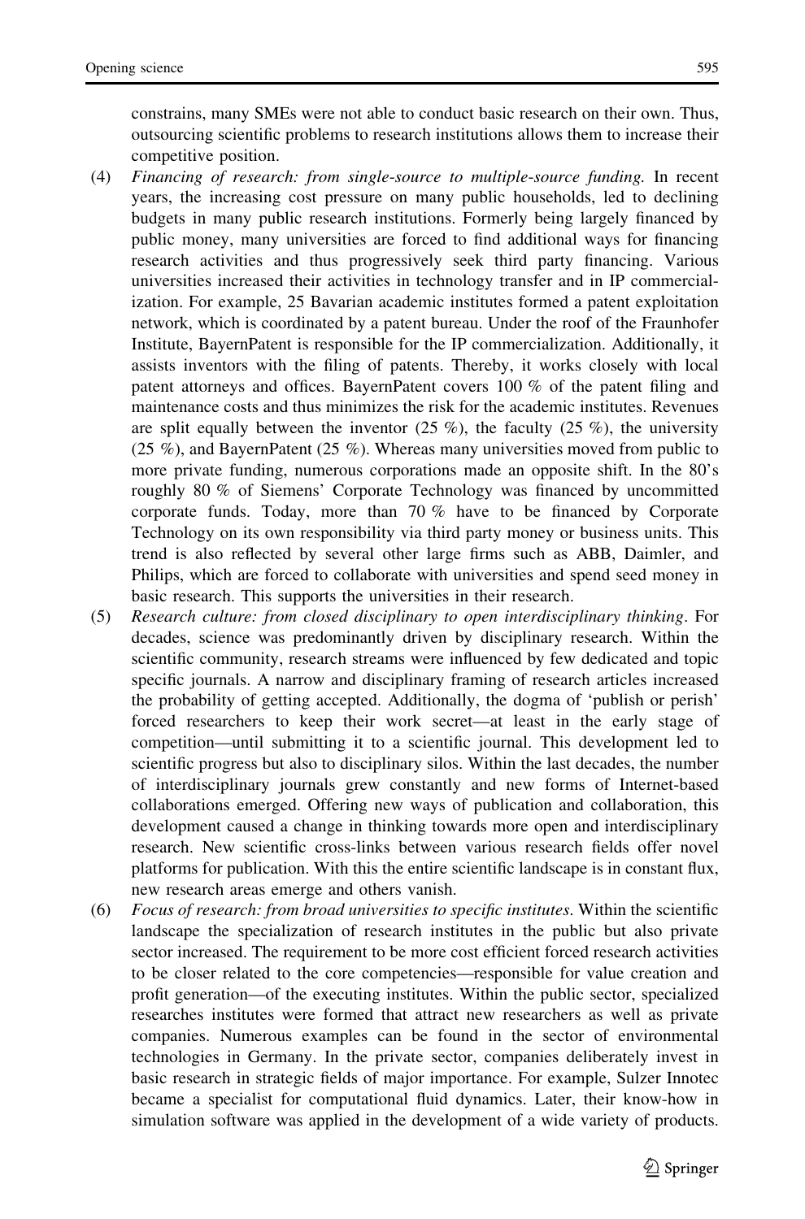constrains, many SMEs were not able to conduct basic research on their own. Thus, outsourcing scientific problems to research institutions allows them to increase their competitive position.

(4) *Financing of research: from single-source to multiple-source funding.* In recent years, the increasing cost pressure on many public households, led to declining budgets in many public research institutions. Formerly being largely financed by public money, many universities are forced to find additional ways for financing research activities and thus progressively seek third party financing. Various universities increased their activities in technology transfer and in IP commercialization. For example, 25 Bavarian academic institutes formed a patent exploitation network, which is coordinated by a patent bureau. Under the roof of the Fraunhofer Institute, BayernPatent is responsible for the IP commercialization. Additionally, it assists inventors with the filing of patents. Thereby, it works closely with local patent attorneys and offices. BayernPatent covers 100 % of the patent filing and maintenance costs and thus minimizes the risk for the academic institutes. Revenues are split equally between the inventor (25 %), the faculty (25 %), the university (25 %), and BayernPatent (25 %). Whereas many universities moved from public to more private funding, numerous corporations made an opposite shift. In the 80's roughly 80 % of Siemens' Corporate Technology was financed by uncommitted corporate funds. Today, more than 70 % have to be financed by Corporate Technology on its own responsibility via third party money or business units. This trend is also reflected by several other large firms such as ABB, Daimler, and Philips, which are forced to collaborate with universities and spend seed money in basic research. This supports the universities in their research.

(5) *Research culture: from closed disciplinary to open interdisciplinary thinking*. For decades, science was predominantly driven by disciplinary research. Within the scientific community, research streams were influenced by few dedicated and topic specific journals. A narrow and disciplinary framing of research articles increased the probability of getting accepted. Additionally, the dogma of 'publish or perish' forced researchers to keep their work secret—at least in the early stage of competition—until submitting it to a scientific journal. This development led to scientific progress but also to disciplinary silos. Within the last decades, the number of interdisciplinary journals grew constantly and new forms of Internet-based collaborations emerged. Offering new ways of publication and collaboration, this development caused a change in thinking towards more open and interdisciplinary research. New scientific cross-links between various research fields offer novel platforms for publication. With this the entire scientific landscape is in constant flux, new research areas emerge and others vanish.

(6) *Focus of research: from broad universities to specific institutes*. Within the scientific landscape the specialization of research institutes in the public but also private sector increased. The requirement to be more cost efficient forced research activities to be closer related to the core competencies—responsible for value creation and profit generation—of the executing institutes. Within the public sector, specialized researches institutes were formed that attract new researchers as well as private companies. Numerous examples can be found in the sector of environmental technologies in Germany. In the private sector, companies deliberately invest in basic research in strategic fields of major importance. For example, Sulzer Innotec became a specialist for computational fluid dynamics. Later, their know-how in simulation software was applied in the development of a wide variety of products.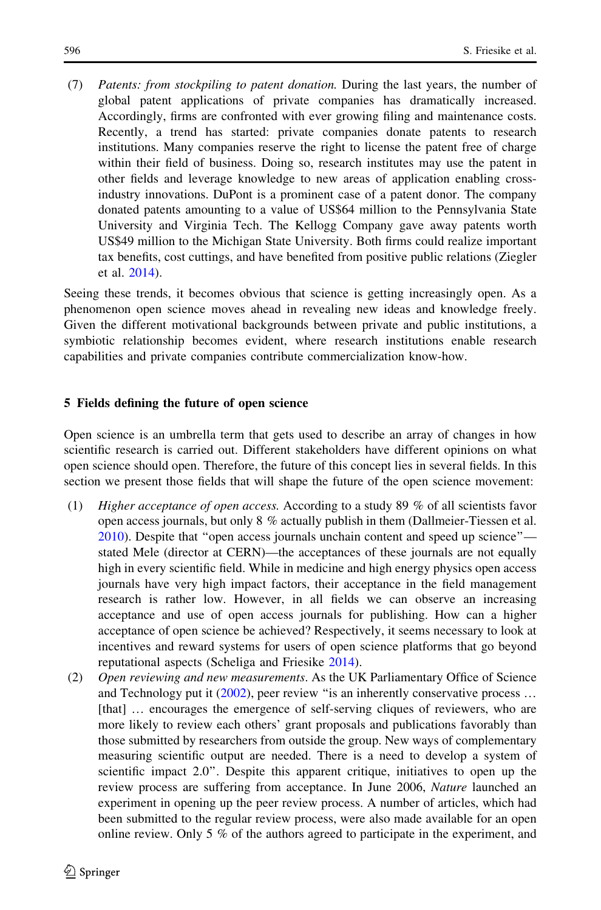(7) *Patents: from stockpiling to patent donation.* During the last years, the number of global patent applications of private companies has dramatically increased. Accordingly, firms are confronted with ever growing filing and maintenance costs. Recently, a trend has started: private companies donate patents to research institutions. Many companies reserve the right to license the patent free of charge within their field of business. Doing so, research institutes may use the patent in other fields and leverage knowledge to new areas of application enabling cross-industry innovations. DuPont is a prominent case of a patent donor. The company donated patents amounting to a value of US$64 million to the Pennsylvania State University and Virginia Tech. The Kellogg Company gave away patents worth US$49 million to the Michigan State University. Both firms could realize important tax benefits, cost cuttings, and have benefited from positive public relations (Ziegler et al. 2014).

Seeing these trends, it becomes obvious that science is getting increasingly open. As a phenomenon open science moves ahead in revealing new ideas and knowledge freely. Given the different motivational backgrounds between private and public institutions, a symbiotic relationship becomes evident, where research institutions enable research capabilities and private companies contribute commercialization know-how.

## 5 Fields defining the future of open science

Open science is an umbrella term that gets used to describe an array of changes in how scientific research is carried out. Different stakeholders have different opinions on what open science should open. Therefore, the future of this concept lies in several fields. In this section we present those fields that will shape the future of the open science movement:

(1) *Higher acceptance of open access.* According to a study 89 % of all scientists favor open access journals, but only 8 % actually publish in them (Dallmeier-Tiessen et al. 2010). Despite that "open access journals unchain content and speed up science"—stated Mele (director at CERN)—the acceptances of these journals are not equally high in every scientific field. While in medicine and high energy physics open access journals have very high impact factors, their acceptance in the field management research is rather low. However, in all fields we can observe an increasing acceptance and use of open access journals for publishing. How can a higher acceptance of open science be achieved? Respectively, it seems necessary to look at incentives and reward systems for users of open science platforms that go beyond reputational aspects (Scheliga and Friesike 2014).

(2) *Open reviewing and new measurements*. As the UK Parliamentary Office of Science and Technology put it (2002), peer review "is an inherently conservative process … [that] … encourages the emergence of self-serving cliques of reviewers, who are more likely to review each others' grant proposals and publications favorably than those submitted by researchers from outside the group. New ways of complementary measuring scientific output are needed. There is a need to develop a system of scientific impact 2.0". Despite this apparent critique, initiatives to open up the review process are suffering from acceptance. In June 2006, *Nature* launched an experiment in opening up the peer review process. A number of articles, which had been submitted to the regular review process, were also made available for an open online review. Only 5 % of the authors agreed to participate in the experiment, and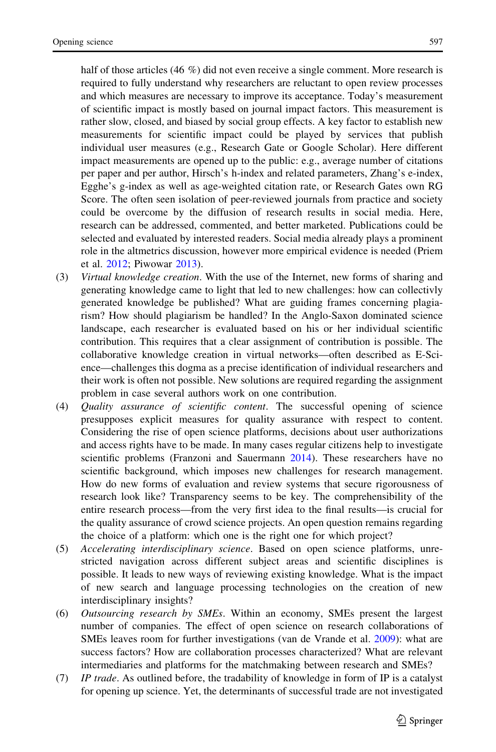half of those articles (46 %) did not even receive a single comment. More research is required to fully understand why researchers are reluctant to open review processes and which measures are necessary to improve its acceptance. Today's measurement of scientific impact is mostly based on journal impact factors. This measurement is rather slow, closed, and biased by social group effects. A key factor to establish new measurements for scientific impact could be played by services that publish individual user measures (e.g., Research Gate or Google Scholar). Here different impact measurements are opened up to the public: e.g., average number of citations per paper and per author, Hirsch's h-index and related parameters, Zhang's e-index, Egghe's g-index as well as age-weighted citation rate, or Research Gates own RG Score. The often seen isolation of peer-reviewed journals from practice and society could be overcome by the diffusion of research results in social media. Here, research can be addressed, commented, and better marketed. Publications could be selected and evaluated by interested readers. Social media already plays a prominent role in the altmetrics discussion, however more empirical evidence is needed (Priem et al. 2012; Piwowar 2013).

(3) *Virtual knowledge creation*. With the use of the Internet, new forms of sharing and generating knowledge came to light that led to new challenges: how can collectivly generated knowledge be published? What are guiding frames concerning plagiarism? How should plagiarism be handled? In the Anglo-Saxon dominated science landscape, each researcher is evaluated based on his or her individual scientific contribution. This requires that a clear assignment of contribution is possible. The collaborative knowledge creation in virtual networks—often described as E-Science—challenges this dogma as a precise identification of individual researchers and their work is often not possible. New solutions are required regarding the assignment problem in case several authors work on one contribution.

(4) *Quality assurance of scientific content*. The successful opening of science presupposes explicit measures for quality assurance with respect to content. Considering the rise of open science platforms, decisions about user authorizations and access rights have to be made. In many cases regular citizens help to investigate scientific problems (Franzoni and Sauermann 2014). These researchers have no scientific background, which imposes new challenges for research management. How do new forms of evaluation and review systems that secure rigorousness of research look like? Transparency seems to be key. The comprehensibility of the entire research process—from the very first idea to the final results—is crucial for the quality assurance of crowd science projects. An open question remains regarding the choice of a platform: which one is the right one for which project?

(5) *Accelerating interdisciplinary science*. Based on open science platforms, unrestricted navigation across different subject areas and scientific disciplines is possible. It leads to new ways of reviewing existing knowledge. What is the impact of new search and language processing technologies on the creation of new interdisciplinary insights?

(6) *Outsourcing research by SMEs*. Within an economy, SMEs present the largest number of companies. The effect of open science on research collaborations of SMEs leaves room for further investigations (van de Vrande et al. 2009): what are success factors? How are collaboration processes characterized? What are relevant intermediaries and platforms for the matchmaking between research and SMEs?

(7) *IP trade*. As outlined before, the tradability of knowledge in form of IP is a catalyst for opening up science. Yet, the determinants of successful trade are not investigated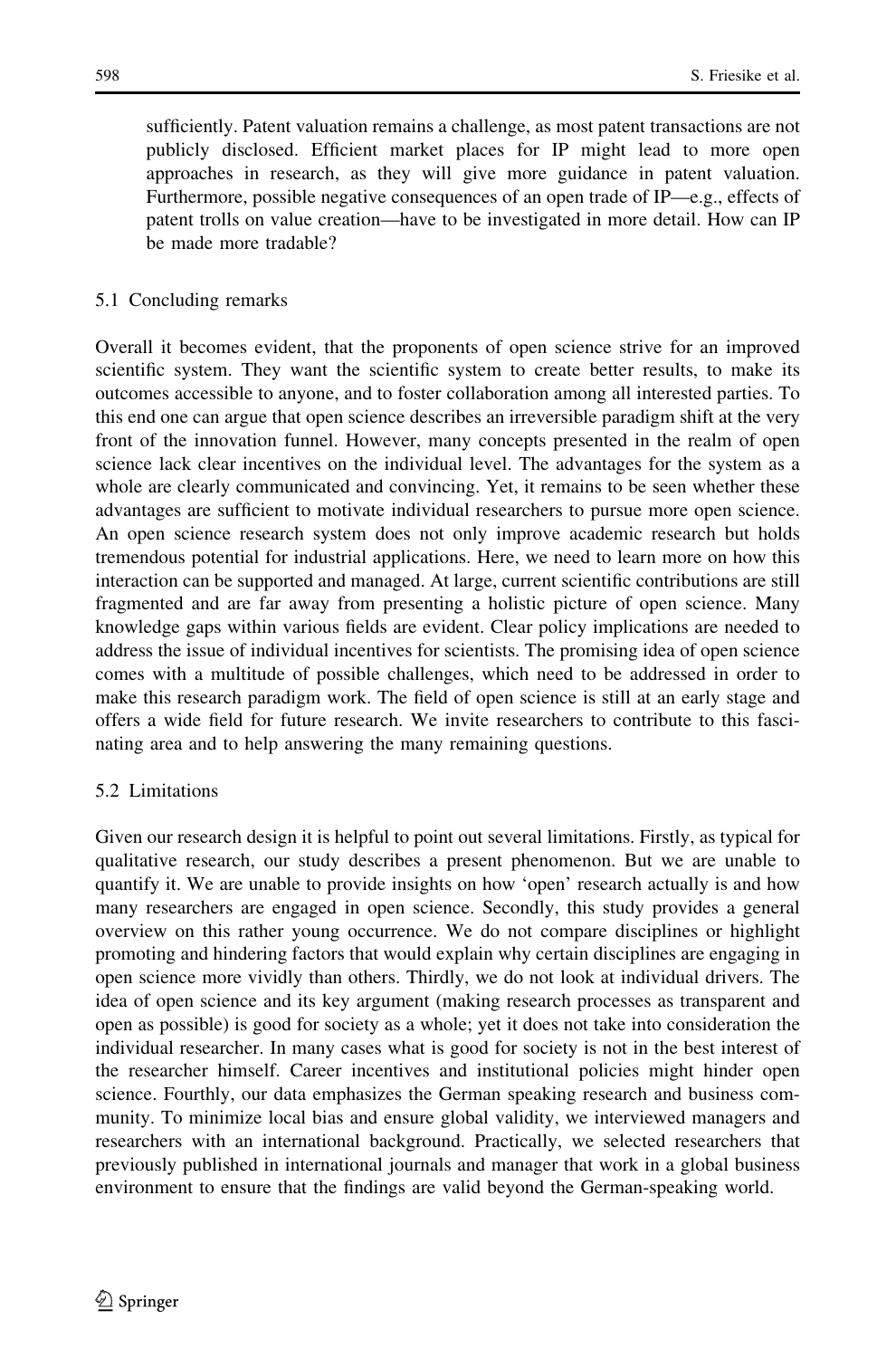sufficiently. Patent valuation remains a challenge, as most patent transactions are not publicly disclosed. Efficient market places for IP might lead to more open approaches in research, as they will give more guidance in patent valuation. Furthermore, possible negative consequences of an open trade of IP—e.g., effects of patent trolls on value creation—have to be investigated in more detail. How can IP be made more tradable?

### 5.1 Concluding remarks

Overall it becomes evident, that the proponents of open science strive for an improved scientific system. They want the scientific system to create better results, to make its outcomes accessible to anyone, and to foster collaboration among all interested parties. To this end one can argue that open science describes an irreversible paradigm shift at the very front of the innovation funnel. However, many concepts presented in the realm of open science lack clear incentives on the individual level. The advantages for the system as a whole are clearly communicated and convincing. Yet, it remains to be seen whether these advantages are sufficient to motivate individual researchers to pursue more open science. An open science research system does not only improve academic research but holds tremendous potential for industrial applications. Here, we need to learn more on how this interaction can be supported and managed. At large, current scientific contributions are still fragmented and are far away from presenting a holistic picture of open science. Many knowledge gaps within various fields are evident. Clear policy implications are needed to address the issue of individual incentives for scientists. The promising idea of open science comes with a multitude of possible challenges, which need to be addressed in order to make this research paradigm work. The field of open science is still at an early stage and offers a wide field for future research. We invite researchers to contribute to this fascinating area and to help answering the many remaining questions.

### 5.2 Limitations

Given our research design it is helpful to point out several limitations. Firstly, as typical for qualitative research, our study describes a present phenomenon. But we are unable to quantify it. We are unable to provide insights on how 'open' research actually is and how many researchers are engaged in open science. Secondly, this study provides a general overview on this rather young occurrence. We do not compare disciplines or highlight promoting and hindering factors that would explain why certain disciplines are engaging in open science more vividly than others. Thirdly, we do not look at individual drivers. The idea of open science and its key argument (making research processes as transparent and open as possible) is good for society as a whole; yet it does not take into consideration the individual researcher. In many cases what is good for society is not in the best interest of the researcher himself. Career incentives and institutional policies might hinder open science. Fourthly, our data emphasizes the German speaking research and business community. To minimize local bias and ensure global validity, we interviewed managers and researchers with an international background. Practically, we selected researchers that previously published in international journals and manager that work in a global business environment to ensure that the findings are valid beyond the German-speaking world.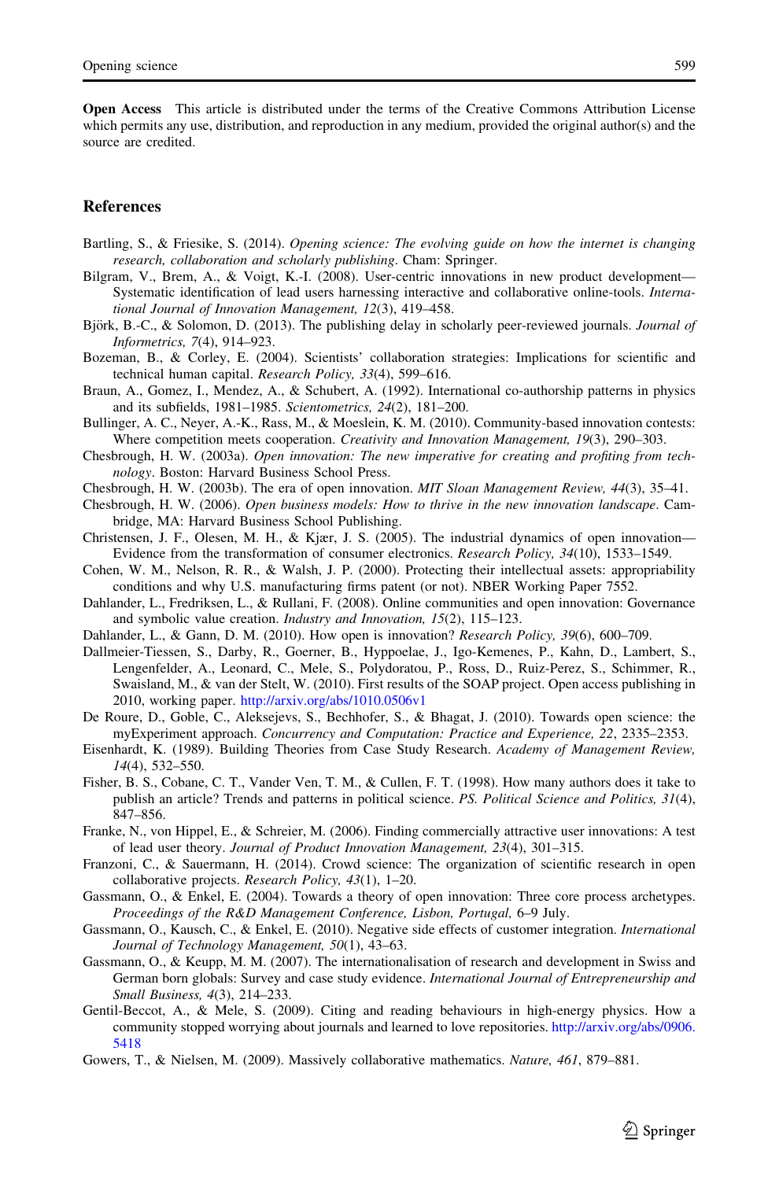**Open Access** This article is distributed under the terms of the Creative Commons Attribution License which permits any use, distribution, and reproduction in any medium, provided the original author(s) and the source are credited.

## References

Bartling, S., & Friesike, S. (2014). *Opening science: The evolving guide on how the internet is changing research, collaboration and scholarly publishing*. Cham: Springer.

Bilgram, V., Brem, A., & Voigt, K.-I. (2008). User-centric innovations in new product development—Systematic identification of lead users harnessing interactive and collaborative online-tools. *International Journal of Innovation Management, 12*(3), 419–458.

Björk, B.-C., & Solomon, D. (2013). The publishing delay in scholarly peer-reviewed journals. *Journal of Informetrics, 7*(4), 914–923.

Bozeman, B., & Corley, E. (2004). Scientists' collaboration strategies: Implications for scientific and technical human capital. *Research Policy, 33*(4), 599–616.

Braun, A., Gomez, I., Mendez, A., & Schubert, A. (1992). International co-authorship patterns in physics and its subfields, 1981–1985. *Scientometrics, 24*(2), 181–200.

Bullinger, A. C., Neyer, A.-K., Rass, M., & Moeslein, K. M. (2010). Community-based innovation contests: Where competition meets cooperation. *Creativity and Innovation Management, 19*(3), 290–303.

Chesbrough, H. W. (2003a). *Open innovation: The new imperative for creating and profiting from technology*. Boston: Harvard Business School Press.

Chesbrough, H. W. (2003b). The era of open innovation. *MIT Sloan Management Review, 44*(3), 35–41.

Chesbrough, H. W. (2006). *Open business models: How to thrive in the new innovation landscape*. Cambridge, MA: Harvard Business School Publishing.

Christensen, J. F., Olesen, M. H., & Kjær, J. S. (2005). The industrial dynamics of open innovation—Evidence from the transformation of consumer electronics. *Research Policy, 34*(10), 1533–1549.

Cohen, W. M., Nelson, R. R., & Walsh, J. P. (2000). Protecting their intellectual assets: appropriability conditions and why U.S. manufacturing firms patent (or not). NBER Working Paper 7552.

Dahlander, L., Fredriksen, L., & Rullani, F. (2008). Online communities and open innovation: Governance and symbolic value creation. *Industry and Innovation, 15*(2), 115–123.

Dahlander, L., & Gann, D. M. (2010). How open is innovation? *Research Policy, 39*(6), 600–709.

Dallmeier-Tiessen, S., Darby, R., Goerner, B., Hyppoelae, J., Igo-Kemenes, P., Kahn, D., Lambert, S., Lengenfelder, A., Leonard, C., Mele, S., Polydoratou, P., Ross, D., Ruiz-Perez, S., Schimmer, R., Swaisland, M., & van der Stelt, W. (2010). First results of the SOAP project. Open access publishing in 2010, working paper. http://arxiv.org/abs/1010.0506v1

De Roure, D., Goble, C., Aleksejevs, S., Bechhofer, S., & Bhagat, J. (2010). Towards open science: the myExperiment approach. *Concurrency and Computation: Practice and Experience, 22*, 2335–2353.

Eisenhardt, K. (1989). Building Theories from Case Study Research. *Academy of Management Review, 14*(4), 532–550.

Fisher, B. S., Cobane, C. T., Vander Ven, T. M., & Cullen, F. T. (1998). How many authors does it take to publish an article? Trends and patterns in political science. *PS. Political Science and Politics, 31*(4), 847–856.

Franke, N., von Hippel, E., & Schreier, M. (2006). Finding commercially attractive user innovations: A test of lead user theory. *Journal of Product Innovation Management, 23*(4), 301–315.

Franzoni, C., & Sauermann, H. (2014). Crowd science: The organization of scientific research in open collaborative projects. *Research Policy, 43*(1), 1–20.

Gassmann, O., & Enkel, E. (2004). Towards a theory of open innovation: Three core process archetypes. *Proceedings of the R&D Management Conference, Lisbon, Portugal,* 6–9 July.

Gassmann, O., Kausch, C., & Enkel, E. (2010). Negative side effects of customer integration. *International Journal of Technology Management, 50*(1), 43–63.

Gassmann, O., & Keupp, M. M. (2007). The internationalisation of research and development in Swiss and German born globals: Survey and case study evidence. *International Journal of Entrepreneurship and Small Business, 4*(3), 214–233.

Gentil-Beccot, A., & Mele, S. (2009). Citing and reading behaviours in high-energy physics. How a community stopped worrying about journals and learned to love repositories. http://arxiv.org/abs/0906.5418

Gowers, T., & Nielsen, M. (2009). Massively collaborative mathematics. *Nature, 461*, 879–881.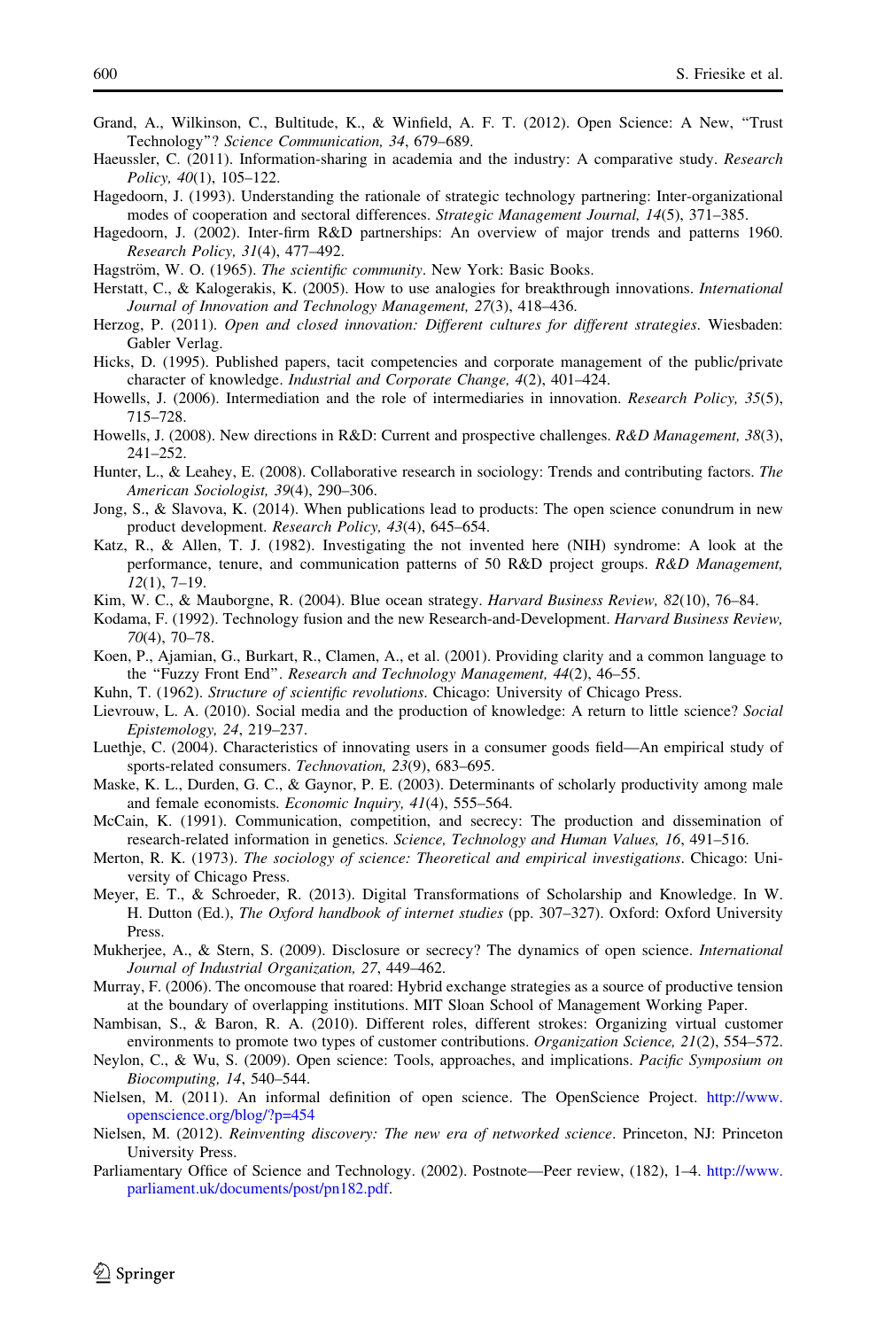Grand, A., Wilkinson, C., Bultitude, K., & Winfield, A. F. T. (2012). Open Science: A New, "Trust Technology"? *Science Communication, 34*, 679–689.

Haeussler, C. (2011). Information-sharing in academia and the industry: A comparative study. *Research Policy, 40*(1), 105–122.

Hagedoorn, J. (1993). Understanding the rationale of strategic technology partnering: Inter-organizational modes of cooperation and sectoral differences. *Strategic Management Journal, 14*(5), 371–385.

Hagedoorn, J. (2002). Inter-firm R&D partnerships: An overview of major trends and patterns 1960. *Research Policy, 31*(4), 477–492.

Hagström, W. O. (1965). *The scientific community*. New York: Basic Books.

Herstatt, C., & Kalogerakis, K. (2005). How to use analogies for breakthrough innovations. *International Journal of Innovation and Technology Management, 27*(3), 418–436.

Herzog, P. (2011). *Open and closed innovation: Different cultures for different strategies*. Wiesbaden: Gabler Verlag.

Hicks, D. (1995). Published papers, tacit competencies and corporate management of the public/private character of knowledge. *Industrial and Corporate Change, 4*(2), 401–424.

Howells, J. (2006). Intermediation and the role of intermediaries in innovation. *Research Policy, 35*(5), 715–728.

Howells, J. (2008). New directions in R&D: Current and prospective challenges. *R&D Management, 38*(3), 241–252.

Hunter, L., & Leahey, E. (2008). Collaborative research in sociology: Trends and contributing factors. *The American Sociologist, 39*(4), 290–306.

Jong, S., & Slavova, K. (2014). When publications lead to products: The open science conundrum in new product development. *Research Policy, 43*(4), 645–654.

Katz, R., & Allen, T. J. (1982). Investigating the not invented here (NIH) syndrome: A look at the performance, tenure, and communication patterns of 50 R&D project groups. *R&D Management, 12*(1), 7–19.

Kim, W. C., & Mauborgne, R. (2004). Blue ocean strategy. *Harvard Business Review, 82*(10), 76–84.

Kodama, F. (1992). Technology fusion and the new Research-and-Development. *Harvard Business Review, 70*(4), 70–78.

Koen, P., Ajamian, G., Burkart, R., Clamen, A., et al. (2001). Providing clarity and a common language to the "Fuzzy Front End". *Research and Technology Management, 44*(2), 46–55.

Kuhn, T. (1962). *Structure of scientific revolutions*. Chicago: University of Chicago Press.

Lievrouw, L. A. (2010). Social media and the production of knowledge: A return to little science? *Social Epistemology, 24*, 219–237.

Luethje, C. (2004). Characteristics of innovating users in a consumer goods field—An empirical study of sports-related consumers. *Technovation, 23*(9), 683–695.

Maske, K. L., Durden, G. C., & Gaynor, P. E. (2003). Determinants of scholarly productivity among male and female economists. *Economic Inquiry, 41*(4), 555–564.

McCain, K. (1991). Communication, competition, and secrecy: The production and dissemination of research-related information in genetics. *Science, Technology and Human Values, 16*, 491–516.

Merton, R. K. (1973). *The sociology of science: Theoretical and empirical investigations*. Chicago: University of Chicago Press.

Meyer, E. T., & Schroeder, R. (2013). Digital Transformations of Scholarship and Knowledge. In W. H. Dutton (Ed.), *The Oxford handbook of internet studies* (pp. 307–327). Oxford: Oxford University Press.

Mukherjee, A., & Stern, S. (2009). Disclosure or secrecy? The dynamics of open science. *International Journal of Industrial Organization, 27*, 449–462.

Murray, F. (2006). The oncomouse that roared: Hybrid exchange strategies as a source of productive tension at the boundary of overlapping institutions. MIT Sloan School of Management Working Paper.

Nambisan, S., & Baron, R. A. (2010). Different roles, different strokes: Organizing virtual customer environments to promote two types of customer contributions. *Organization Science, 21*(2), 554–572.

Neylon, C., & Wu, S. (2009). Open science: Tools, approaches, and implications. *Pacific Symposium on Biocomputing, 14*, 540–544.

Nielsen, M. (2011). An informal definition of open science. The OpenScience Project. http://www.openscience.org/blog/?p=454

Nielsen, M. (2012). *Reinventing discovery: The new era of networked science*. Princeton, NJ: Princeton University Press.

Parliamentary Office of Science and Technology. (2002). Postnote—Peer review, (182), 1–4. http://www.parliament.uk/documents/post/pn182.pdf.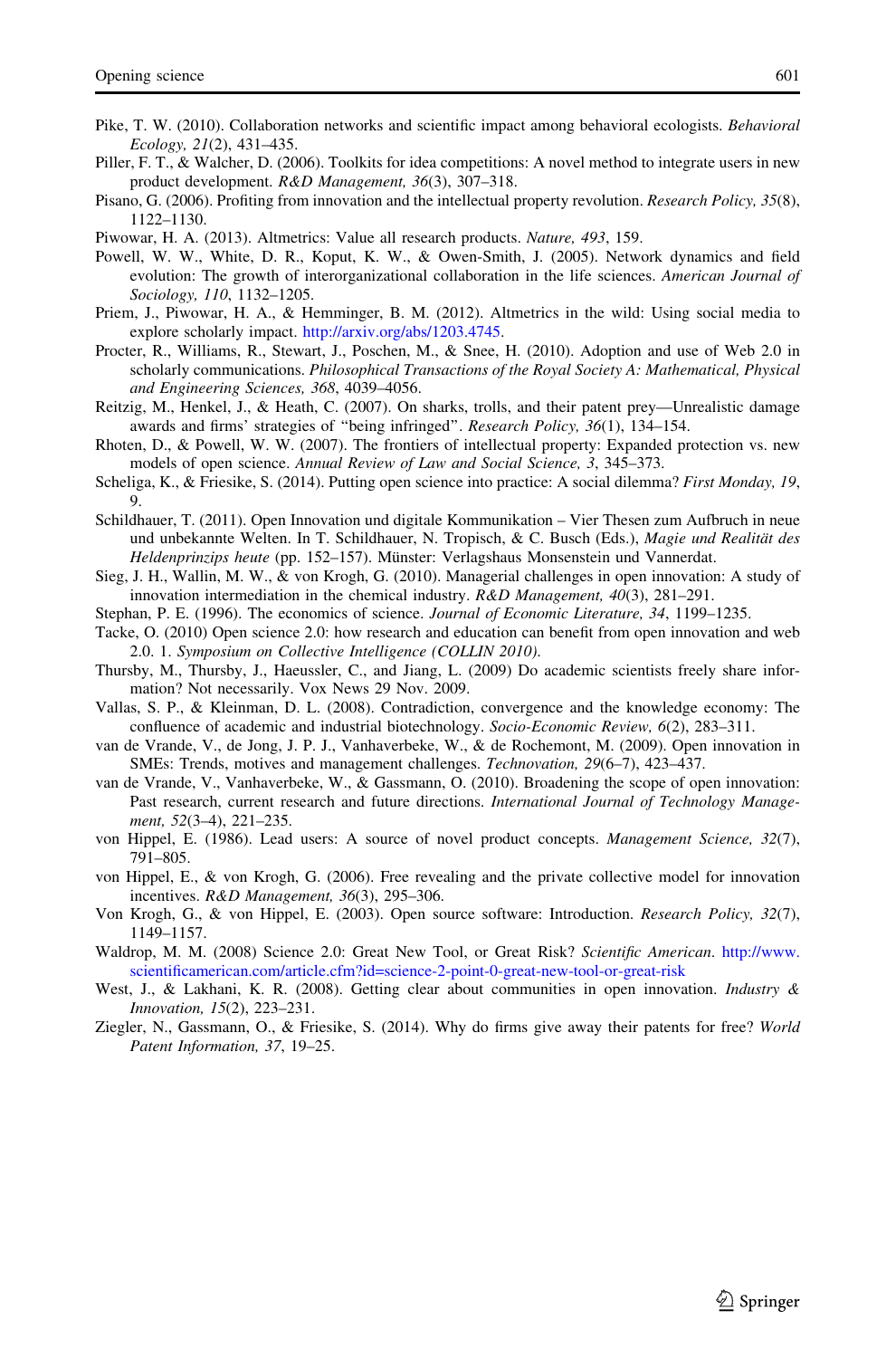Pike, T. W. (2010). Collaboration networks and scientific impact among behavioral ecologists. *Behavioral Ecology, 21*(2), 431–435.

Piller, F. T., & Walcher, D. (2006). Toolkits for idea competitions: A novel method to integrate users in new product development. *R&D Management, 36*(3), 307–318.

Pisano, G. (2006). Profiting from innovation and the intellectual property revolution. *Research Policy, 35*(8), 1122–1130.

Piwowar, H. A. (2013). Altmetrics: Value all research products. *Nature, 493*, 159.

Powell, W. W., White, D. R., Koput, K. W., & Owen-Smith, J. (2005). Network dynamics and field evolution: The growth of interorganizational collaboration in the life sciences. *American Journal of Sociology, 110*, 1132–1205.

Priem, J., Piwowar, H. A., & Hemminger, B. M. (2012). Altmetrics in the wild: Using social media to explore scholarly impact. http://arxiv.org/abs/1203.4745.

Procter, R., Williams, R., Stewart, J., Poschen, M., & Snee, H. (2010). Adoption and use of Web 2.0 in scholarly communications. *Philosophical Transactions of the Royal Society A: Mathematical, Physical and Engineering Sciences, 368*, 4039–4056.

Reitzig, M., Henkel, J., & Heath, C. (2007). On sharks, trolls, and their patent prey—Unrealistic damage awards and firms' strategies of "being infringed". *Research Policy, 36*(1), 134–154.

Rhoten, D., & Powell, W. W. (2007). The frontiers of intellectual property: Expanded protection vs. new models of open science. *Annual Review of Law and Social Science, 3*, 345–373.

Scheliga, K., & Friesike, S. (2014). Putting open science into practice: A social dilemma? *First Monday, 19*, 9.

Schildhauer, T. (2011). Open Innovation und digitale Kommunikation – Vier Thesen zum Aufbruch in neue und unbekannte Welten. In T. Schildhauer, N. Tropisch, & C. Busch (Eds.), *Magie und Realität des Heldenprinzips heute* (pp. 152–157). Münster: Verlagshaus Monsenstein und Vannerdat.

Sieg, J. H., Wallin, M. W., & von Krogh, G. (2010). Managerial challenges in open innovation: A study of innovation intermediation in the chemical industry. *R&D Management, 40*(3), 281–291.

Stephan, P. E. (1996). The economics of science. *Journal of Economic Literature, 34*, 1199–1235.

Tacke, O. (2010) Open science 2.0: how research and education can benefit from open innovation and web 2.0. 1. *Symposium on Collective Intelligence (COLLIN 2010).*

Thursby, M., Thursby, J., Haeussler, C., and Jiang, L. (2009) Do academic scientists freely share information? Not necessarily. Vox News 29 Nov. 2009.

Vallas, S. P., & Kleinman, D. L. (2008). Contradiction, convergence and the knowledge economy: The confluence of academic and industrial biotechnology. *Socio-Economic Review, 6*(2), 283–311.

van de Vrande, V., de Jong, J. P. J., Vanhaverbeke, W., & de Rochemont, M. (2009). Open innovation in SMEs: Trends, motives and management challenges. *Technovation, 29*(6–7), 423–437.

van de Vrande, V., Vanhaverbeke, W., & Gassmann, O. (2010). Broadening the scope of open innovation: Past research, current research and future directions. *International Journal of Technology Management, 52*(3–4), 221–235.

von Hippel, E. (1986). Lead users: A source of novel product concepts. *Management Science, 32*(7), 791–805.

von Hippel, E., & von Krogh, G. (2006). Free revealing and the private collective model for innovation incentives. *R&D Management, 36*(3), 295–306.

Von Krogh, G., & von Hippel, E. (2003). Open source software: Introduction. *Research Policy, 32*(7), 1149–1157.

Waldrop, M. M. (2008) Science 2.0: Great New Tool, or Great Risk? *Scientific American*. http://www.scientificamerican.com/article.cfm?id=science-2-point-0-great-new-tool-or-great-risk

West, J., & Lakhani, K. R. (2008). Getting clear about communities in open innovation. *Industry & Innovation, 15*(2), 223–231.

Ziegler, N., Gassmann, O., & Friesike, S. (2014). Why do firms give away their patents for free? *World Patent Information, 37*, 19–25.